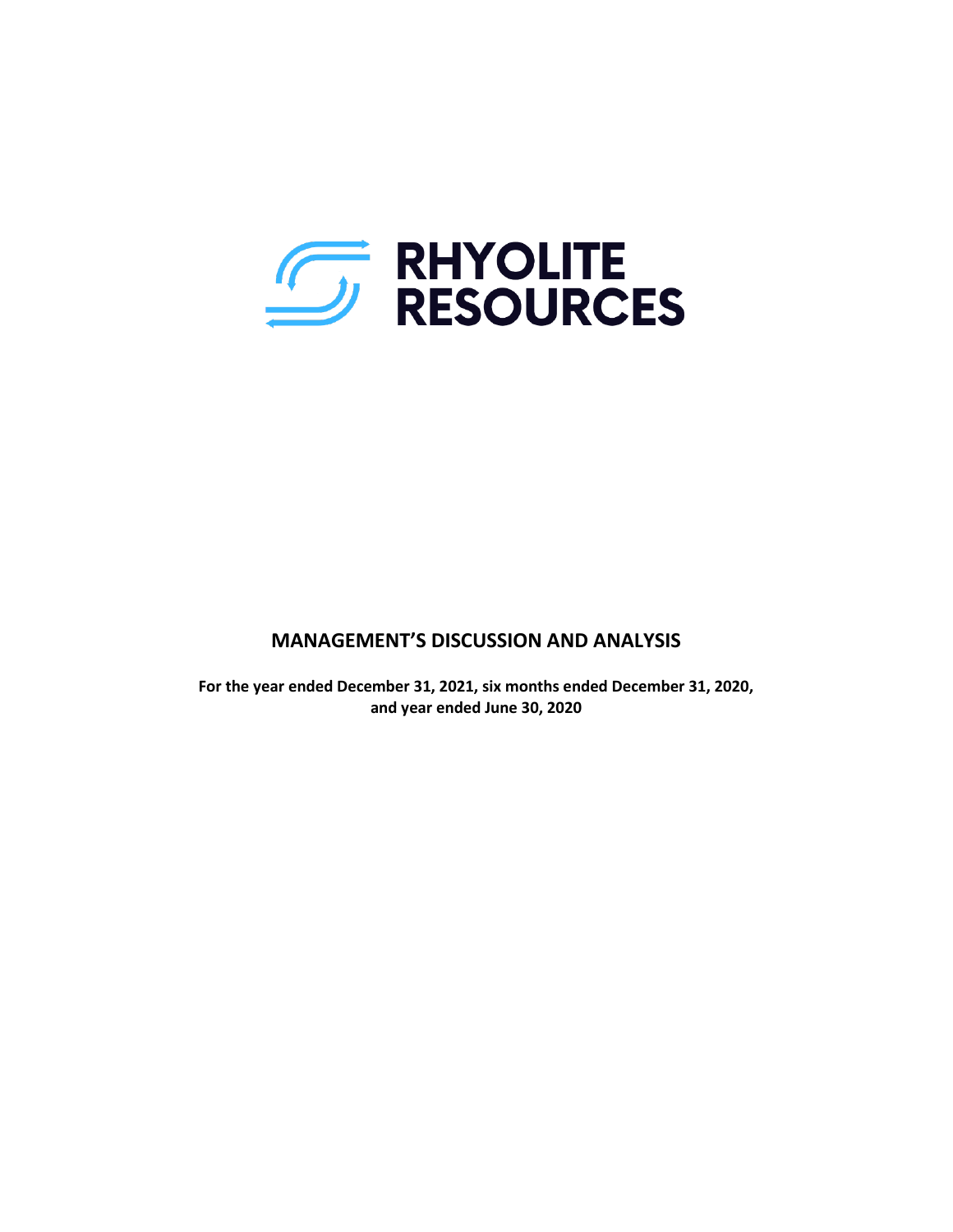RHYOLITE RESOURCES

# MANAGEMENT'S DISCUSSION AND ANALYSIS

**For the year ended December 31, 2021, six months ended December 31, 2020, and year ended June 30, 2020**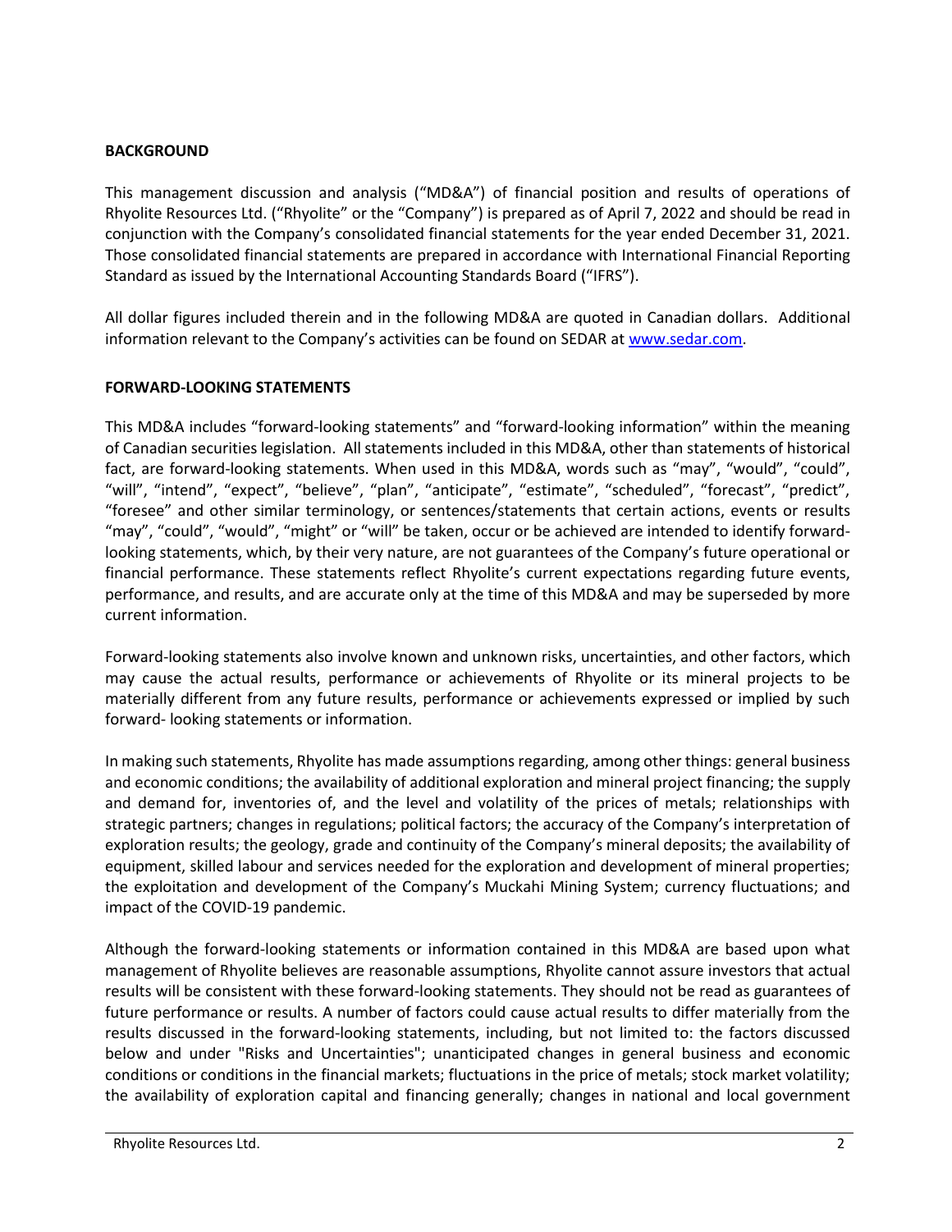## BACKGROUND

This management discussion and analysis ("MD&A") of financial position and results of operations of Rhyolite Resources Ltd. ("Rhyolite" or the "Company") is prepared as of April 7, 2022 and should be read in conjunction with the Company's consolidated financial statements for the year ended December 31, 2021. Those consolidated financial statements are prepared in accordance with International Financial Reporting Standard as issued by the International Accounting Standards Board ("IFRS").

All dollar figures included therein and in the following MD&A are quoted in Canadian dollars. Additional information relevant to the Company's activities can be found on SEDAR at www.sedar.com.

## FORWARD-LOOKING STATEMENTS

This MD&A includes "forward-looking statements" and "forward-looking information" within the meaning of Canadian securities legislation. All statements included in this MD&A, other than statements of historical fact, are forward-looking statements. When used in this MD&A, words such as "may", "would", "could", "will", "intend", "expect", "believe", "plan", "anticipate", "estimate", "scheduled", "forecast", "predict", "foresee" and other similar terminology, or sentences/statements that certain actions, events or results "may", "could", "would", "might" or "will" be taken, occur or be achieved are intended to identify forward-looking statements, which, by their very nature, are not guarantees of the Company's future operational or financial performance. These statements reflect Rhyolite's current expectations regarding future events, performance, and results, and are accurate only at the time of this MD&A and may be superseded by more current information.

Forward-looking statements also involve known and unknown risks, uncertainties, and other factors, which may cause the actual results, performance or achievements of Rhyolite or its mineral projects to be materially different from any future results, performance or achievements expressed or implied by such forward- looking statements or information.

In making such statements, Rhyolite has made assumptions regarding, among other things: general business and economic conditions; the availability of additional exploration and mineral project financing; the supply and demand for, inventories of, and the level and volatility of the prices of metals; relationships with strategic partners; changes in regulations; political factors; the accuracy of the Company's interpretation of exploration results; the geology, grade and continuity of the Company's mineral deposits; the availability of equipment, skilled labour and services needed for the exploration and development of mineral properties; the exploitation and development of the Company's Muckahi Mining System; currency fluctuations; and impact of the COVID-19 pandemic.

Although the forward-looking statements or information contained in this MD&A are based upon what management of Rhyolite believes are reasonable assumptions, Rhyolite cannot assure investors that actual results will be consistent with these forward-looking statements. They should not be read as guarantees of future performance or results. A number of factors could cause actual results to differ materially from the results discussed in the forward-looking statements, including, but not limited to: the factors discussed below and under "Risks and Uncertainties"; unanticipated changes in general business and economic conditions or conditions in the financial markets; fluctuations in the price of metals; stock market volatility; the availability of exploration capital and financing generally; changes in national and local government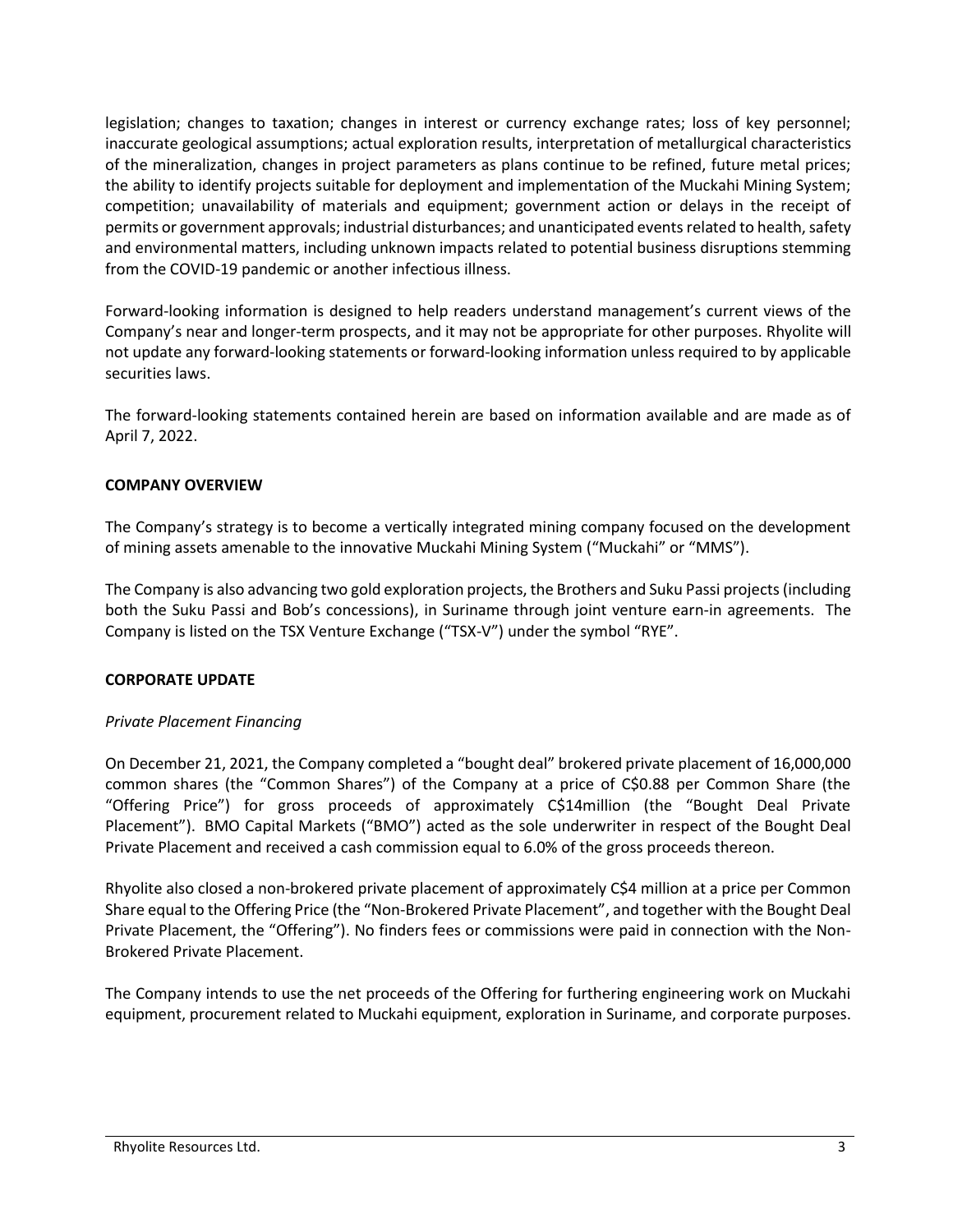legislation; changes to taxation; changes in interest or currency exchange rates; loss of key personnel; inaccurate geological assumptions; actual exploration results, interpretation of metallurgical characteristics of the mineralization, changes in project parameters as plans continue to be refined, future metal prices; the ability to identify projects suitable for deployment and implementation of the Muckahi Mining System; competition; unavailability of materials and equipment; government action or delays in the receipt of permits or government approvals; industrial disturbances; and unanticipated events related to health, safety and environmental matters, including unknown impacts related to potential business disruptions stemming from the COVID-19 pandemic or another infectious illness.

Forward-looking information is designed to help readers understand management's current views of the Company's near and longer-term prospects, and it may not be appropriate for other purposes. Rhyolite will not update any forward-looking statements or forward-looking information unless required to by applicable securities laws.

The forward-looking statements contained herein are based on information available and are made as of April 7, 2022.

## COMPANY OVERVIEW

The Company's strategy is to become a vertically integrated mining company focused on the development of mining assets amenable to the innovative Muckahi Mining System ("Muckahi" or "MMS").

The Company is also advancing two gold exploration projects, the Brothers and Suku Passi projects (including both the Suku Passi and Bob's concessions), in Suriname through joint venture earn-in agreements. The Company is listed on the TSX Venture Exchange ("TSX-V") under the symbol "RYE".

## CORPORATE UPDATE

*Private Placement Financing*

On December 21, 2021, the Company completed a "bought deal" brokered private placement of 16,000,000 common shares (the "Common Shares") of the Company at a price of C$0.88 per Common Share (the "Offering Price") for gross proceeds of approximately C$14million (the "Bought Deal Private Placement"). BMO Capital Markets ("BMO") acted as the sole underwriter in respect of the Bought Deal Private Placement and received a cash commission equal to 6.0% of the gross proceeds thereon.

Rhyolite also closed a non-brokered private placement of approximately C$4 million at a price per Common Share equal to the Offering Price (the "Non-Brokered Private Placement", and together with the Bought Deal Private Placement, the "Offering"). No finders fees or commissions were paid in connection with the Non-Brokered Private Placement.

The Company intends to use the net proceeds of the Offering for furthering engineering work on Muckahi equipment, procurement related to Muckahi equipment, exploration in Suriname, and corporate purposes.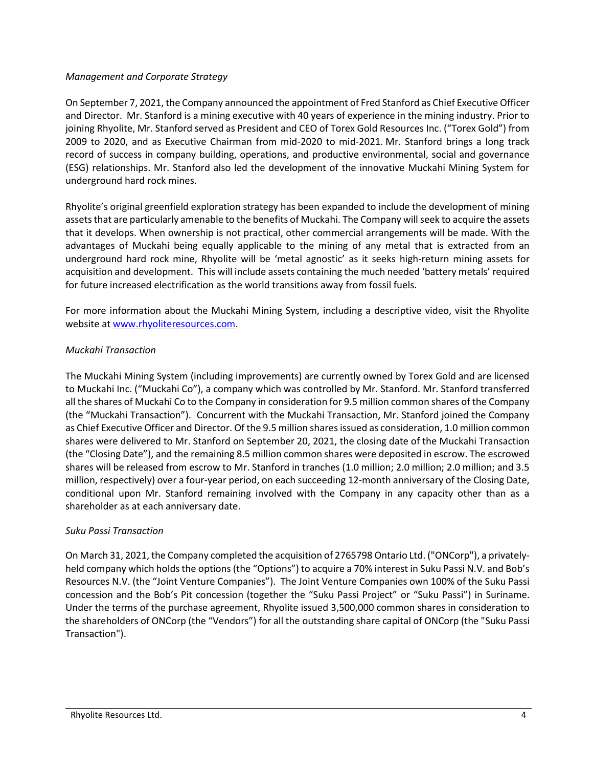*Management and Corporate Strategy*

On September 7, 2021, the Company announced the appointment of Fred Stanford as Chief Executive Officer and Director. Mr. Stanford is a mining executive with 40 years of experience in the mining industry. Prior to joining Rhyolite, Mr. Stanford served as President and CEO of Torex Gold Resources Inc. ("Torex Gold") from 2009 to 2020, and as Executive Chairman from mid-2020 to mid-2021. Mr. Stanford brings a long track record of success in company building, operations, and productive environmental, social and governance (ESG) relationships. Mr. Stanford also led the development of the innovative Muckahi Mining System for underground hard rock mines.

Rhyolite's original greenfield exploration strategy has been expanded to include the development of mining assets that are particularly amenable to the benefits of Muckahi. The Company will seek to acquire the assets that it develops. When ownership is not practical, other commercial arrangements will be made. With the advantages of Muckahi being equally applicable to the mining of any metal that is extracted from an underground hard rock mine, Rhyolite will be 'metal agnostic' as it seeks high-return mining assets for acquisition and development. This will include assets containing the much needed 'battery metals' required for future increased electrification as the world transitions away from fossil fuels.

For more information about the Muckahi Mining System, including a descriptive video, visit the Rhyolite website at [www.rhyoliteresources.com](www.rhyoliteresources.com).

*Muckahi Transaction*

The Muckahi Mining System (including improvements) are currently owned by Torex Gold and are licensed to Muckahi Inc. ("Muckahi Co"), a company which was controlled by Mr. Stanford. Mr. Stanford transferred all the shares of Muckahi Co to the Company in consideration for 9.5 million common shares of the Company (the "Muckahi Transaction"). Concurrent with the Muckahi Transaction, Mr. Stanford joined the Company as Chief Executive Officer and Director. Of the 9.5 million shares issued as consideration, 1.0 million common shares were delivered to Mr. Stanford on September 20, 2021, the closing date of the Muckahi Transaction (the "Closing Date"), and the remaining 8.5 million common shares were deposited in escrow. The escrowed shares will be released from escrow to Mr. Stanford in tranches (1.0 million; 2.0 million; 2.0 million; and 3.5 million, respectively) over a four-year period, on each succeeding 12-month anniversary of the Closing Date, conditional upon Mr. Stanford remaining involved with the Company in any capacity other than as a shareholder as at each anniversary date.

*Suku Passi Transaction*

On March 31, 2021, the Company completed the acquisition of 2765798 Ontario Ltd. ("ONCorp"), a privately-held company which holds the options (the "Options") to acquire a 70% interest in Suku Passi N.V. and Bob's Resources N.V. (the "Joint Venture Companies"). The Joint Venture Companies own 100% of the Suku Passi concession and the Bob's Pit concession (together the "Suku Passi Project" or "Suku Passi") in Suriname. Under the terms of the purchase agreement, Rhyolite issued 3,500,000 common shares in consideration to the shareholders of ONCorp (the "Vendors") for all the outstanding share capital of ONCorp (the "Suku Passi Transaction").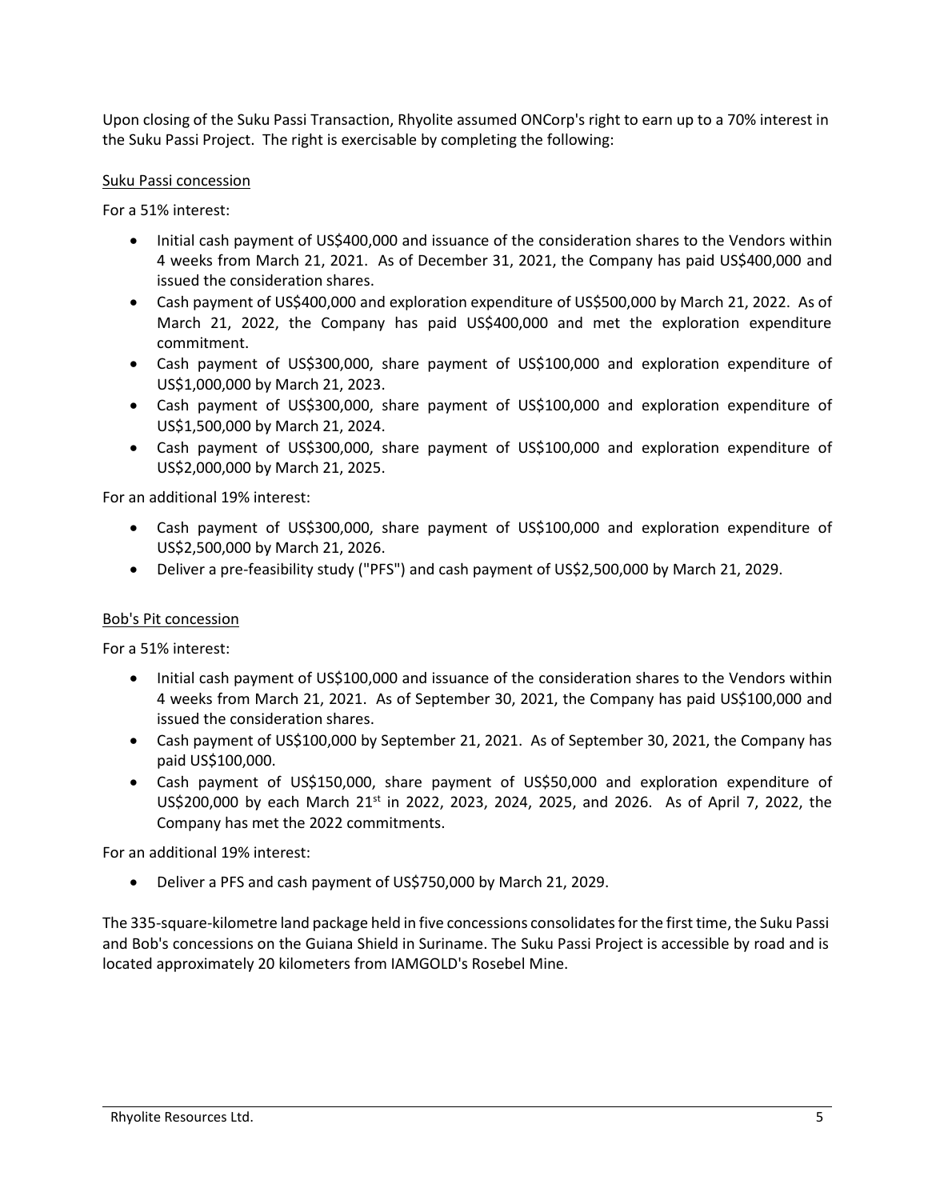Upon closing of the Suku Passi Transaction, Rhyolite assumed ONCorp's right to earn up to a 70% interest in the Suku Passi Project. The right is exercisable by completing the following:

<u>Suku Passi concession</u>

For a 51% interest:

- Initial cash payment of US$400,000 and issuance of the consideration shares to the Vendors within 4 weeks from March 21, 2021. As of December 31, 2021, the Company has paid US$400,000 and issued the consideration shares.
- Cash payment of US$400,000 and exploration expenditure of US$500,000 by March 21, 2022. As of March 21, 2022, the Company has paid US$400,000 and met the exploration expenditure commitment.
- Cash payment of US$300,000, share payment of US$100,000 and exploration expenditure of US$1,000,000 by March 21, 2023.
- Cash payment of US$300,000, share payment of US$100,000 and exploration expenditure of US$1,500,000 by March 21, 2024.
- Cash payment of US$300,000, share payment of US$100,000 and exploration expenditure of US$2,000,000 by March 21, 2025.

For an additional 19% interest:

- Cash payment of US$300,000, share payment of US$100,000 and exploration expenditure of US$2,500,000 by March 21, 2026.
- Deliver a pre-feasibility study ("PFS") and cash payment of US$2,500,000 by March 21, 2029.

<u>Bob's Pit concession</u>

For a 51% interest:

- Initial cash payment of US$100,000 and issuance of the consideration shares to the Vendors within 4 weeks from March 21, 2021. As of September 30, 2021, the Company has paid US$100,000 and issued the consideration shares.
- Cash payment of US$100,000 by September 21, 2021. As of September 30, 2021, the Company has paid US$100,000.
- Cash payment of US$150,000, share payment of US$50,000 and exploration expenditure of US$200,000 by each March 21st in 2022, 2023, 2024, 2025, and 2026. As of April 7, 2022, the Company has met the 2022 commitments.

For an additional 19% interest:

- Deliver a PFS and cash payment of US$750,000 by March 21, 2029.

The 335-square-kilometre land package held in five concessions consolidates for the first time, the Suku Passi and Bob's concessions on the Guiana Shield in Suriname. The Suku Passi Project is accessible by road and is located approximately 20 kilometers from IAMGOLD's Rosebel Mine.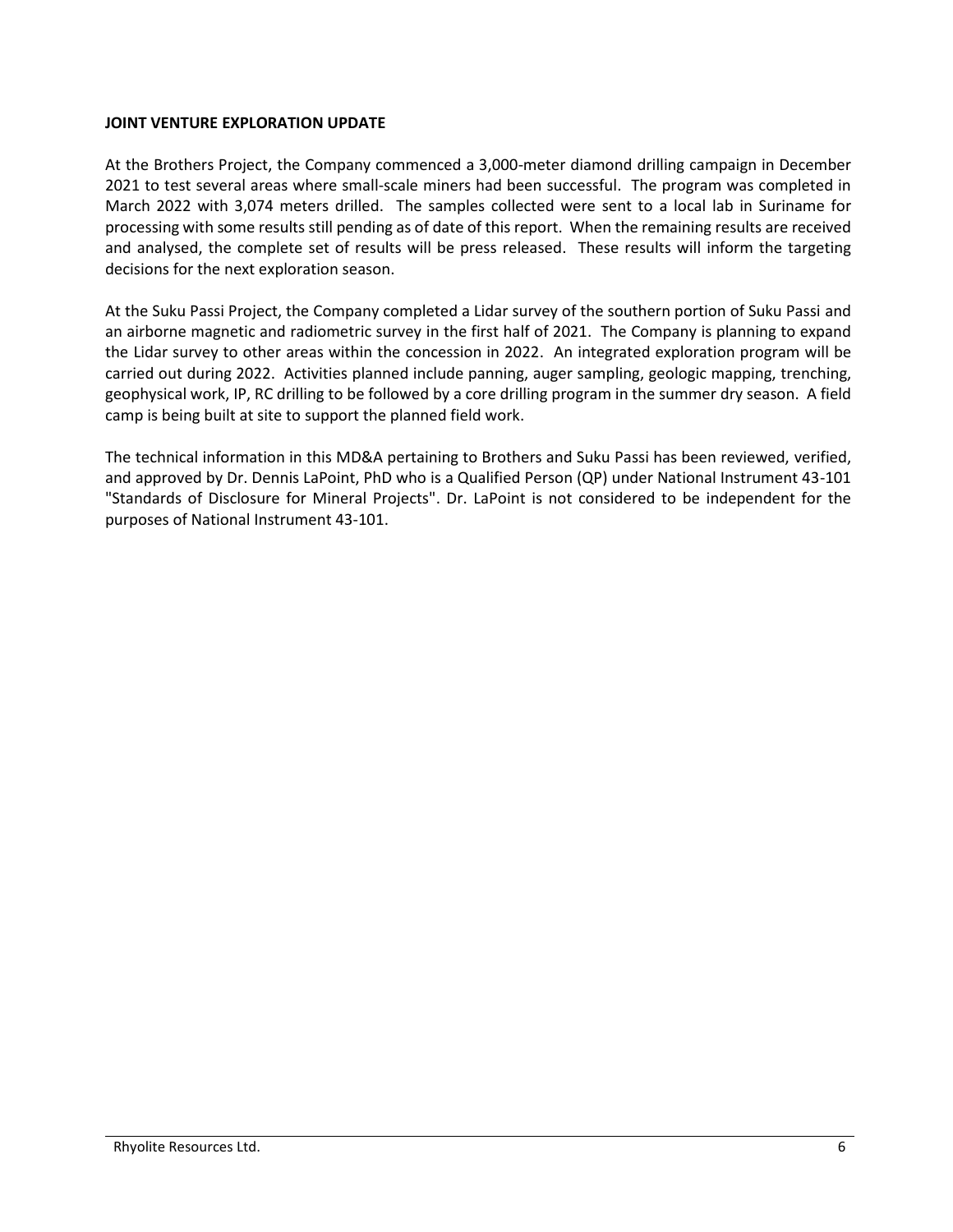## JOINT VENTURE EXPLORATION UPDATE

At the Brothers Project, the Company commenced a 3,000-meter diamond drilling campaign in December 2021 to test several areas where small-scale miners had been successful. The program was completed in March 2022 with 3,074 meters drilled. The samples collected were sent to a local lab in Suriname for processing with some results still pending as of date of this report. When the remaining results are received and analysed, the complete set of results will be press released. These results will inform the targeting decisions for the next exploration season.

At the Suku Passi Project, the Company completed a Lidar survey of the southern portion of Suku Passi and an airborne magnetic and radiometric survey in the first half of 2021. The Company is planning to expand the Lidar survey to other areas within the concession in 2022. An integrated exploration program will be carried out during 2022. Activities planned include panning, auger sampling, geologic mapping, trenching, geophysical work, IP, RC drilling to be followed by a core drilling program in the summer dry season. A field camp is being built at site to support the planned field work.

The technical information in this MD&A pertaining to Brothers and Suku Passi has been reviewed, verified, and approved by Dr. Dennis LaPoint, PhD who is a Qualified Person (QP) under National Instrument 43-101 "Standards of Disclosure for Mineral Projects". Dr. LaPoint is not considered to be independent for the purposes of National Instrument 43-101.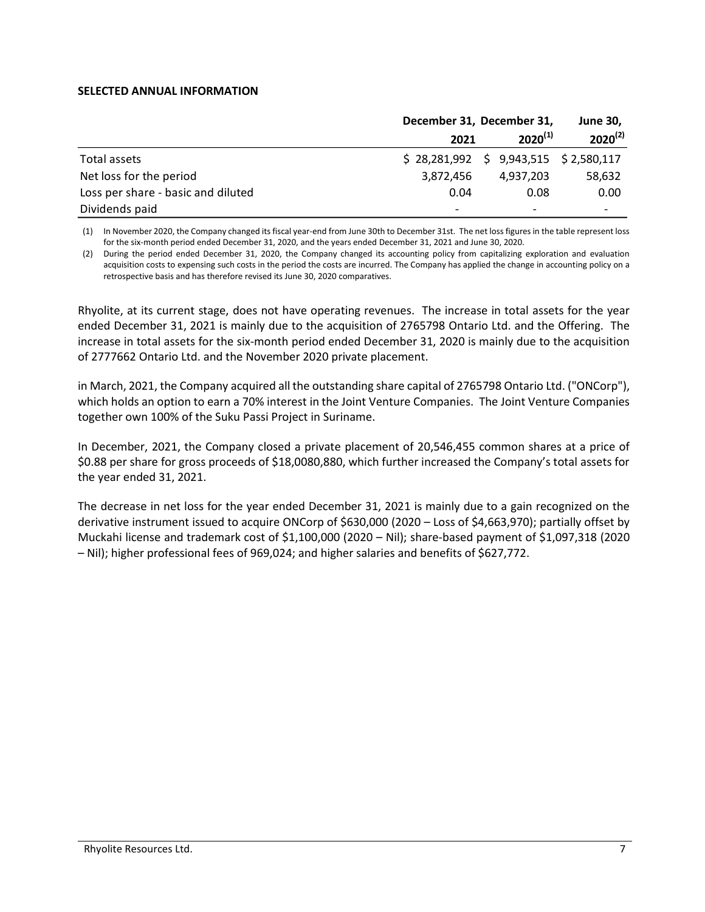**SELECTED ANNUAL INFORMATION**

| | December 31, 2021 | December 31, 2020[(1)] | June 30, 2020[(2)] |
|---|---|---|---|
| Total assets | $ 28,281,992 | $ 9,943,515 | $ 2,580,117 |
| Net loss for the period | 3,872,456 | 4,937,203 | 58,632 |
| Loss per share - basic and diluted | 0.04 | 0.08 | 0.00 |
| Dividends paid | - | - | - |

(1) In November 2020, the Company changed its fiscal year-end from June 30th to December 31st. The net loss figures in the table represent loss for the six-month period ended December 31, 2020, and the years ended December 31, 2021 and June 30, 2020.

(2) During the period ended December 31, 2020, the Company changed its accounting policy from capitalizing exploration and evaluation acquisition costs to expensing such costs in the period the costs are incurred. The Company has applied the change in accounting policy on a retrospective basis and has therefore revised its June 30, 2020 comparatives.

Rhyolite, at its current stage, does not have operating revenues. The increase in total assets for the year ended December 31, 2021 is mainly due to the acquisition of 2765798 Ontario Ltd. and the Offering. The increase in total assets for the six-month period ended December 31, 2020 is mainly due to the acquisition of 2777662 Ontario Ltd. and the November 2020 private placement.

in March, 2021, the Company acquired all the outstanding share capital of 2765798 Ontario Ltd. ("ONCorp"), which holds an option to earn a 70% interest in the Joint Venture Companies. The Joint Venture Companies together own 100% of the Suku Passi Project in Suriname.

In December, 2021, the Company closed a private placement of 20,546,455 common shares at a price of $0.88 per share for gross proceeds of $18,0080,880, which further increased the Company's total assets for the year ended 31, 2021.

The decrease in net loss for the year ended December 31, 2021 is mainly due to a gain recognized on the derivative instrument issued to acquire ONCorp of $630,000 (2020 – Loss of $4,663,970); partially offset by Muckahi license and trademark cost of $1,100,000 (2020 – Nil); share-based payment of $1,097,318 (2020 – Nil); higher professional fees of 969,024; and higher salaries and benefits of $627,772.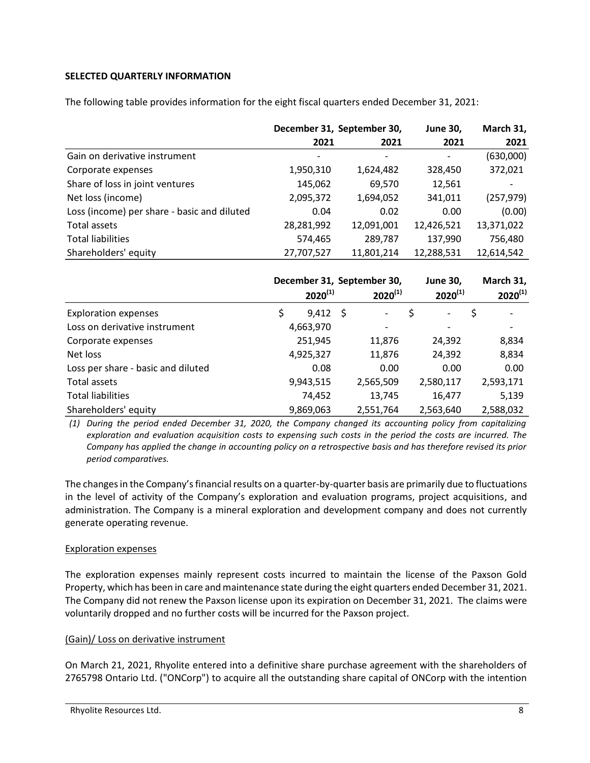**SELECTED QUARTERLY INFORMATION**

The following table provides information for the eight fiscal quarters ended December 31, 2021:

| | December 31, 2021 | September 30, 2021 | June 30, 2021 | March 31, 2021 |
|---|---|---|---|---|
| Gain on derivative instrument | - | - | - | (630,000) |
| Corporate expenses | 1,950,310 | 1,624,482 | 328,450 | 372,021 |
| Share of loss in joint ventures | 145,062 | 69,570 | 12,561 | - |
| Net loss (income) | 2,095,372 | 1,694,052 | 341,011 | (257,979) |
| Loss (income) per share - basic and diluted | 0.04 | 0.02 | 0.00 | (0.00) |
| Total assets | 28,281,992 | 12,091,001 | 12,426,521 | 13,371,022 |
| Total liabilities | 574,465 | 289,787 | 137,990 | 756,480 |
| Shareholders' equity | 27,707,527 | 11,801,214 | 12,288,531 | 12,614,542 |

| | December 31, 2020[(1)] | September 30, 2020[(1)] | June 30, 2020[(1)] | March 31, 2020[(1)] |
|---|---|---|---|---|
| Exploration expenses | $ 9,412 | $ - | $ - | $ - |
| Loss on derivative instrument | 4,663,970 | - | - | - |
| Corporate expenses | 251,945 | 11,876 | 24,392 | 8,834 |
| Net loss | 4,925,327 | 11,876 | 24,392 | 8,834 |
| Loss per share - basic and diluted | 0.08 | 0.00 | 0.00 | 0.00 |
| Total assets | 9,943,515 | 2,565,509 | 2,580,117 | 2,593,171 |
| Total liabilities | 74,452 | 13,745 | 16,477 | 5,139 |
| Shareholders' equity | 9,869,063 | 2,551,764 | 2,563,640 | 2,588,032 |

*(1) During the period ended December 31, 2020, the Company changed its accounting policy from capitalizing exploration and evaluation acquisition costs to expensing such costs in the period the costs are incurred. The Company has applied the change in accounting policy on a retrospective basis and has therefore revised its prior period comparatives.*

The changes in the Company's financial results on a quarter-by-quarter basis are primarily due to fluctuations in the level of activity of the Company's exploration and evaluation programs, project acquisitions, and administration. The Company is a mineral exploration and development company and does not currently generate operating revenue.

Exploration expenses

The exploration expenses mainly represent costs incurred to maintain the license of the Paxson Gold Property, which has been in care and maintenance state during the eight quarters ended December 31, 2021. The Company did not renew the Paxson license upon its expiration on December 31, 2021. The claims were voluntarily dropped and no further costs will be incurred for the Paxson project.

(Gain)/ Loss on derivative instrument

On March 21, 2021, Rhyolite entered into a definitive share purchase agreement with the shareholders of 2765798 Ontario Ltd. ("ONCorp") to acquire all the outstanding share capital of ONCorp with the intention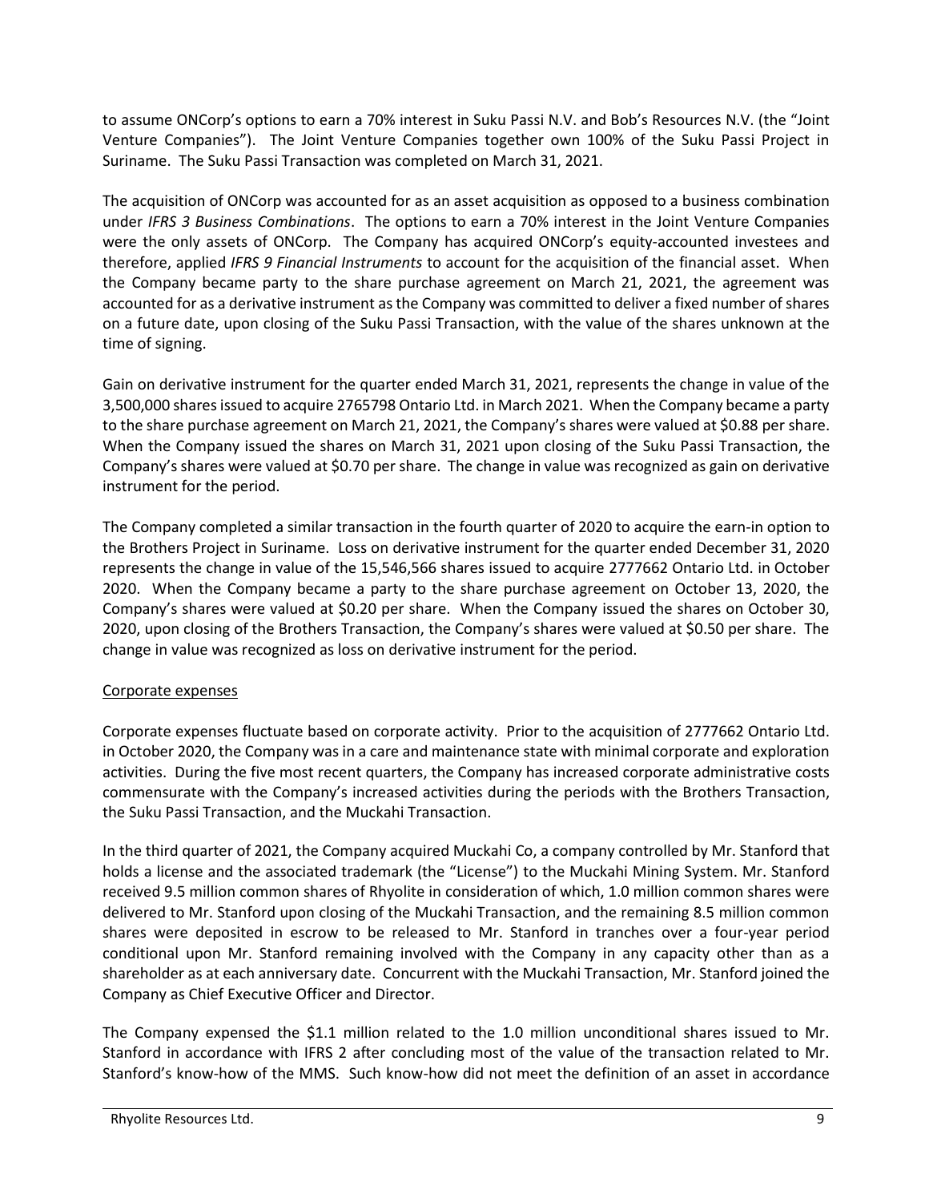to assume ONCorp's options to earn a 70% interest in Suku Passi N.V. and Bob's Resources N.V. (the "Joint Venture Companies"). The Joint Venture Companies together own 100% of the Suku Passi Project in Suriname. The Suku Passi Transaction was completed on March 31, 2021.

The acquisition of ONCorp was accounted for as an asset acquisition as opposed to a business combination under *IFRS 3 Business Combinations*. The options to earn a 70% interest in the Joint Venture Companies were the only assets of ONCorp. The Company has acquired ONCorp's equity-accounted investees and therefore, applied *IFRS 9 Financial Instruments* to account for the acquisition of the financial asset. When the Company became party to the share purchase agreement on March 21, 2021, the agreement was accounted for as a derivative instrument as the Company was committed to deliver a fixed number of shares on a future date, upon closing of the Suku Passi Transaction, with the value of the shares unknown at the time of signing.

Gain on derivative instrument for the quarter ended March 31, 2021, represents the change in value of the 3,500,000 shares issued to acquire 2765798 Ontario Ltd. in March 2021. When the Company became a party to the share purchase agreement on March 21, 2021, the Company's shares were valued at $0.88 per share. When the Company issued the shares on March 31, 2021 upon closing of the Suku Passi Transaction, the Company's shares were valued at $0.70 per share. The change in value was recognized as gain on derivative instrument for the period.

The Company completed a similar transaction in the fourth quarter of 2020 to acquire the earn-in option to the Brothers Project in Suriname. Loss on derivative instrument for the quarter ended December 31, 2020 represents the change in value of the 15,546,566 shares issued to acquire 2777662 Ontario Ltd. in October 2020. When the Company became a party to the share purchase agreement on October 13, 2020, the Company's shares were valued at $0.20 per share. When the Company issued the shares on October 30, 2020, upon closing of the Brothers Transaction, the Company's shares were valued at $0.50 per share. The change in value was recognized as loss on derivative instrument for the period.

Corporate expenses

Corporate expenses fluctuate based on corporate activity. Prior to the acquisition of 2777662 Ontario Ltd. in October 2020, the Company was in a care and maintenance state with minimal corporate and exploration activities. During the five most recent quarters, the Company has increased corporate administrative costs commensurate with the Company's increased activities during the periods with the Brothers Transaction, the Suku Passi Transaction, and the Muckahi Transaction.

In the third quarter of 2021, the Company acquired Muckahi Co, a company controlled by Mr. Stanford that holds a license and the associated trademark (the "License") to the Muckahi Mining System. Mr. Stanford received 9.5 million common shares of Rhyolite in consideration of which, 1.0 million common shares were delivered to Mr. Stanford upon closing of the Muckahi Transaction, and the remaining 8.5 million common shares were deposited in escrow to be released to Mr. Stanford in tranches over a four-year period conditional upon Mr. Stanford remaining involved with the Company in any capacity other than as a shareholder as at each anniversary date. Concurrent with the Muckahi Transaction, Mr. Stanford joined the Company as Chief Executive Officer and Director.

The Company expensed the $1.1 million related to the 1.0 million unconditional shares issued to Mr. Stanford in accordance with IFRS 2 after concluding most of the value of the transaction related to Mr. Stanford's know-how of the MMS. Such know-how did not meet the definition of an asset in accordance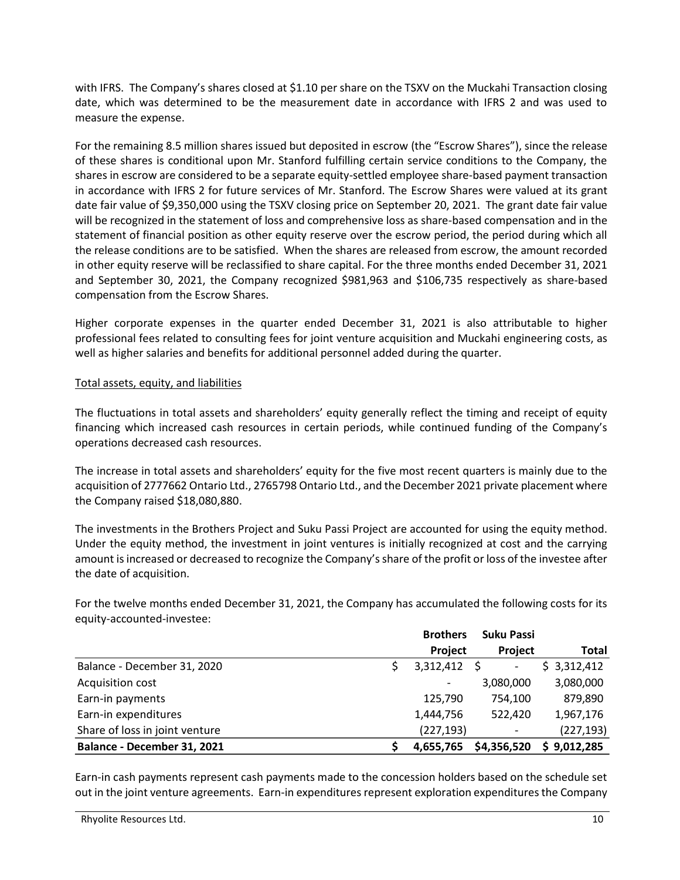with IFRS. The Company's shares closed at $1.10 per share on the TSXV on the Muckahi Transaction closing date, which was determined to be the measurement date in accordance with IFRS 2 and was used to measure the expense.

For the remaining 8.5 million shares issued but deposited in escrow (the "Escrow Shares"), since the release of these shares is conditional upon Mr. Stanford fulfilling certain service conditions to the Company, the shares in escrow are considered to be a separate equity-settled employee share-based payment transaction in accordance with IFRS 2 for future services of Mr. Stanford. The Escrow Shares were valued at its grant date fair value of $9,350,000 using the TSXV closing price on September 20, 2021. The grant date fair value will be recognized in the statement of loss and comprehensive loss as share-based compensation and in the statement of financial position as other equity reserve over the escrow period, the period during which all the release conditions are to be satisfied. When the shares are released from escrow, the amount recorded in other equity reserve will be reclassified to share capital. For the three months ended December 31, 2021 and September 30, 2021, the Company recognized $981,963 and $106,735 respectively as share-based compensation from the Escrow Shares.

Higher corporate expenses in the quarter ended December 31, 2021 is also attributable to higher professional fees related to consulting fees for joint venture acquisition and Muckahi engineering costs, as well as higher salaries and benefits for additional personnel added during the quarter.

Total assets, equity, and liabilities

The fluctuations in total assets and shareholders' equity generally reflect the timing and receipt of equity financing which increased cash resources in certain periods, while continued funding of the Company's operations decreased cash resources.

The increase in total assets and shareholders' equity for the five most recent quarters is mainly due to the acquisition of 2777662 Ontario Ltd., 2765798 Ontario Ltd., and the December 2021 private placement where the Company raised $18,080,880.

The investments in the Brothers Project and Suku Passi Project are accounted for using the equity method. Under the equity method, the investment in joint ventures is initially recognized at cost and the carrying amount is increased or decreased to recognize the Company's share of the profit or loss of the investee after the date of acquisition.

For the twelve months ended December 31, 2021, the Company has accumulated the following costs for its equity-accounted-investee:

| | Brothers Project | Suku Passi Project | Total |
|---|---|---|---|
| Balance - December 31, 2020 | $ 3,312,412 | $ - | $ 3,312,412 |
| Acquisition cost | - | 3,080,000 | 3,080,000 |
| Earn-in payments | 125,790 | 754,100 | 879,890 |
| Earn-in expenditures | 1,444,756 | 522,420 | 1,967,176 |
| Share of loss in joint venture | (227,193) | - | (227,193) |
| **Balance - December 31, 2021** | **$ 4,655,765** | **$4,356,520** | **$ 9,012,285** |

Earn-in cash payments represent cash payments made to the concession holders based on the schedule set out in the joint venture agreements. Earn-in expenditures represent exploration expenditures the Company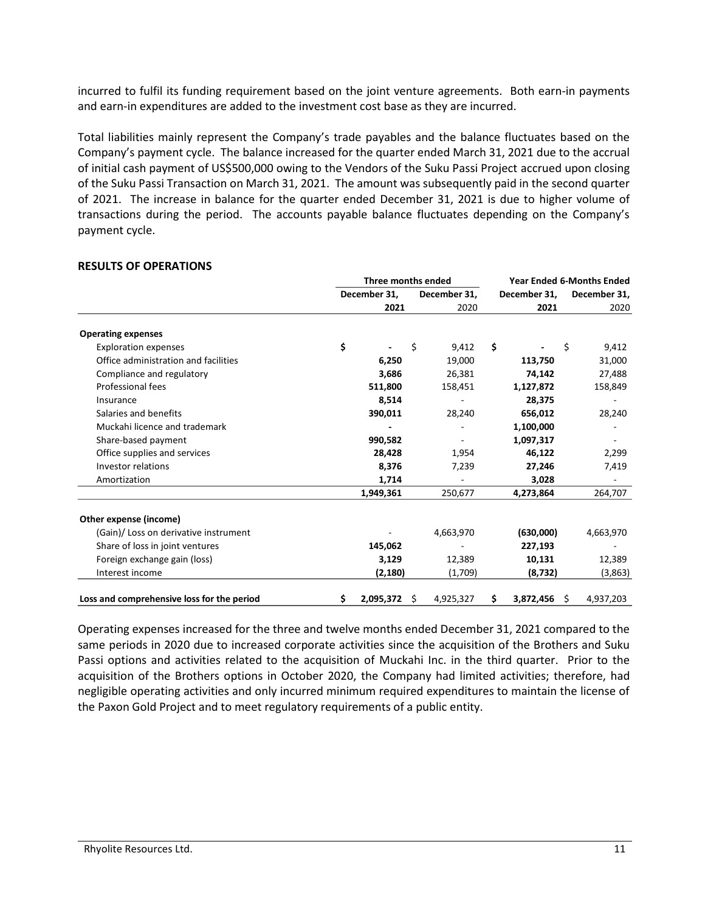incurred to fulfil its funding requirement based on the joint venture agreements. Both earn-in payments and earn-in expenditures are added to the investment cost base as they are incurred.

Total liabilities mainly represent the Company's trade payables and the balance fluctuates based on the Company's payment cycle. The balance increased for the quarter ended March 31, 2021 due to the accrual of initial cash payment of US$500,000 owing to the Vendors of the Suku Passi Project accrued upon closing of the Suku Passi Transaction on March 31, 2021. The amount was subsequently paid in the second quarter of 2021. The increase in balance for the quarter ended December 31, 2021 is due to higher volume of transactions during the period. The accounts payable balance fluctuates depending on the Company's payment cycle.

**RESULTS OF OPERATIONS**

| | Three months ended | | Year Ended | 6-Months Ended |
|---|---|---|---|---|
| | December 31, 2021 | December 31, 2020 | December 31, 2021 | December 31, 2020 |
| **Operating expenses** | | | | |
| Exploration expenses | $ - | $ 9,412 | $ - | $ 9,412 |
| Office administration and facilities | 6,250 | 19,000 | 113,750 | 31,000 |
| Compliance and regulatory | 3,686 | 26,381 | 74,142 | 27,488 |
| Professional fees | 511,800 | 158,451 | 1,127,872 | 158,849 |
| Insurance | 8,514 | - | 28,375 | - |
| Salaries and benefits | 390,011 | 28,240 | 656,012 | 28,240 |
| Muckahi licence and trademark | - | - | 1,100,000 | - |
| Share-based payment | 990,582 | - | 1,097,317 | - |
| Office supplies and services | 28,428 | 1,954 | 46,122 | 2,299 |
| Investor relations | 8,376 | 7,239 | 27,246 | 7,419 |
| Amortization | 1,714 | - | 3,028 | - |
| | 1,949,361 | 250,677 | 4,273,864 | 264,707 |
| **Other expense (income)** | | | | |
| (Gain)/ Loss on derivative instrument | - | 4,663,970 | (630,000) | 4,663,970 |
| Share of loss in joint ventures | 145,062 | - | 227,193 | - |
| Foreign exchange gain (loss) | 3,129 | 12,389 | 10,131 | 12,389 |
| Interest income | (2,180) | (1,709) | (8,732) | (3,863) |
| **Loss and comprehensive loss for the period** | $ 2,095,372 | $ 4,925,327 | $ 3,872,456 | $ 4,937,203 |

Operating expenses increased for the three and twelve months ended December 31, 2021 compared to the same periods in 2020 due to increased corporate activities since the acquisition of the Brothers and Suku Passi options and activities related to the acquisition of Muckahi Inc. in the third quarter. Prior to the acquisition of the Brothers options in October 2020, the Company had limited activities; therefore, had negligible operating activities and only incurred minimum required expenditures to maintain the license of the Paxon Gold Project and to meet regulatory requirements of a public entity.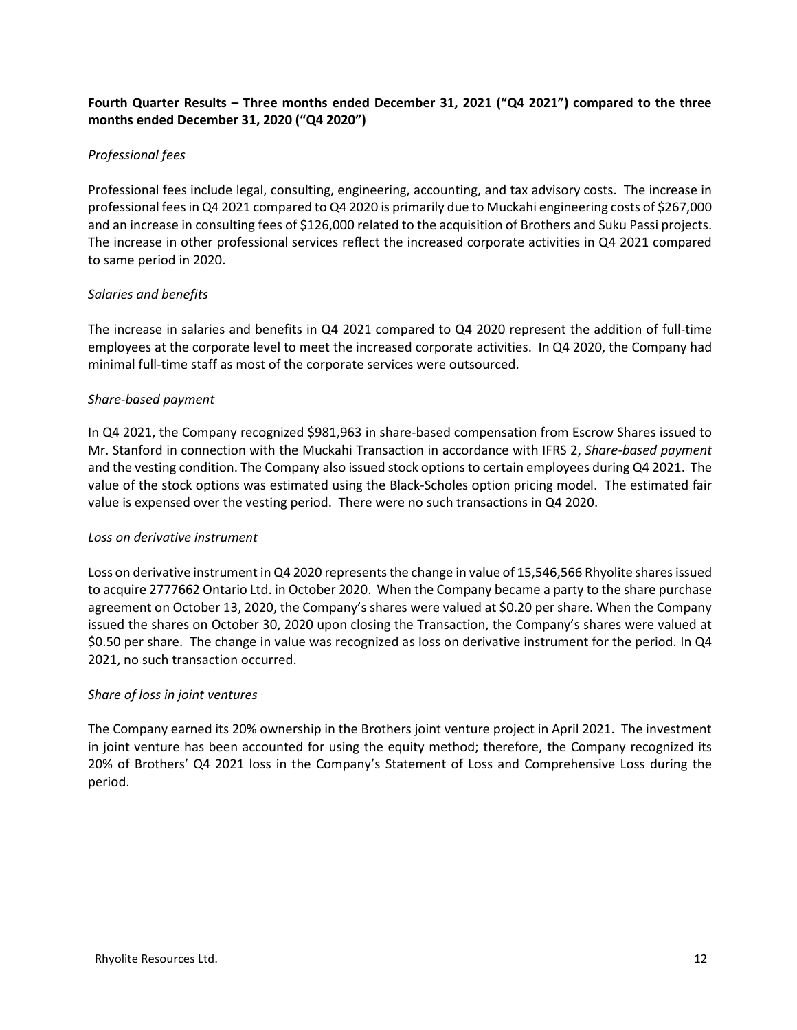**Fourth Quarter Results – Three months ended December 31, 2021 ("Q4 2021") compared to the three months ended December 31, 2020 ("Q4 2020")**

*Professional fees*

Professional fees include legal, consulting, engineering, accounting, and tax advisory costs. The increase in professional fees in Q4 2021 compared to Q4 2020 is primarily due to Muckahi engineering costs of $267,000 and an increase in consulting fees of $126,000 related to the acquisition of Brothers and Suku Passi projects. The increase in other professional services reflect the increased corporate activities in Q4 2021 compared to same period in 2020.

*Salaries and benefits*

The increase in salaries and benefits in Q4 2021 compared to Q4 2020 represent the addition of full-time employees at the corporate level to meet the increased corporate activities. In Q4 2020, the Company had minimal full-time staff as most of the corporate services were outsourced.

*Share-based payment*

In Q4 2021, the Company recognized $981,963 in share-based compensation from Escrow Shares issued to Mr. Stanford in connection with the Muckahi Transaction in accordance with IFRS 2, *Share-based payment* and the vesting condition. The Company also issued stock options to certain employees during Q4 2021. The value of the stock options was estimated using the Black-Scholes option pricing model. The estimated fair value is expensed over the vesting period. There were no such transactions in Q4 2020.

*Loss on derivative instrument*

Loss on derivative instrument in Q4 2020 represents the change in value of 15,546,566 Rhyolite shares issued to acquire 2777662 Ontario Ltd. in October 2020. When the Company became a party to the share purchase agreement on October 13, 2020, the Company's shares were valued at $0.20 per share. When the Company issued the shares on October 30, 2020 upon closing the Transaction, the Company's shares were valued at $0.50 per share. The change in value was recognized as loss on derivative instrument for the period. In Q4 2021, no such transaction occurred.

*Share of loss in joint ventures*

The Company earned its 20% ownership in the Brothers joint venture project in April 2021. The investment in joint venture has been accounted for using the equity method; therefore, the Company recognized its 20% of Brothers' Q4 2021 loss in the Company's Statement of Loss and Comprehensive Loss during the period.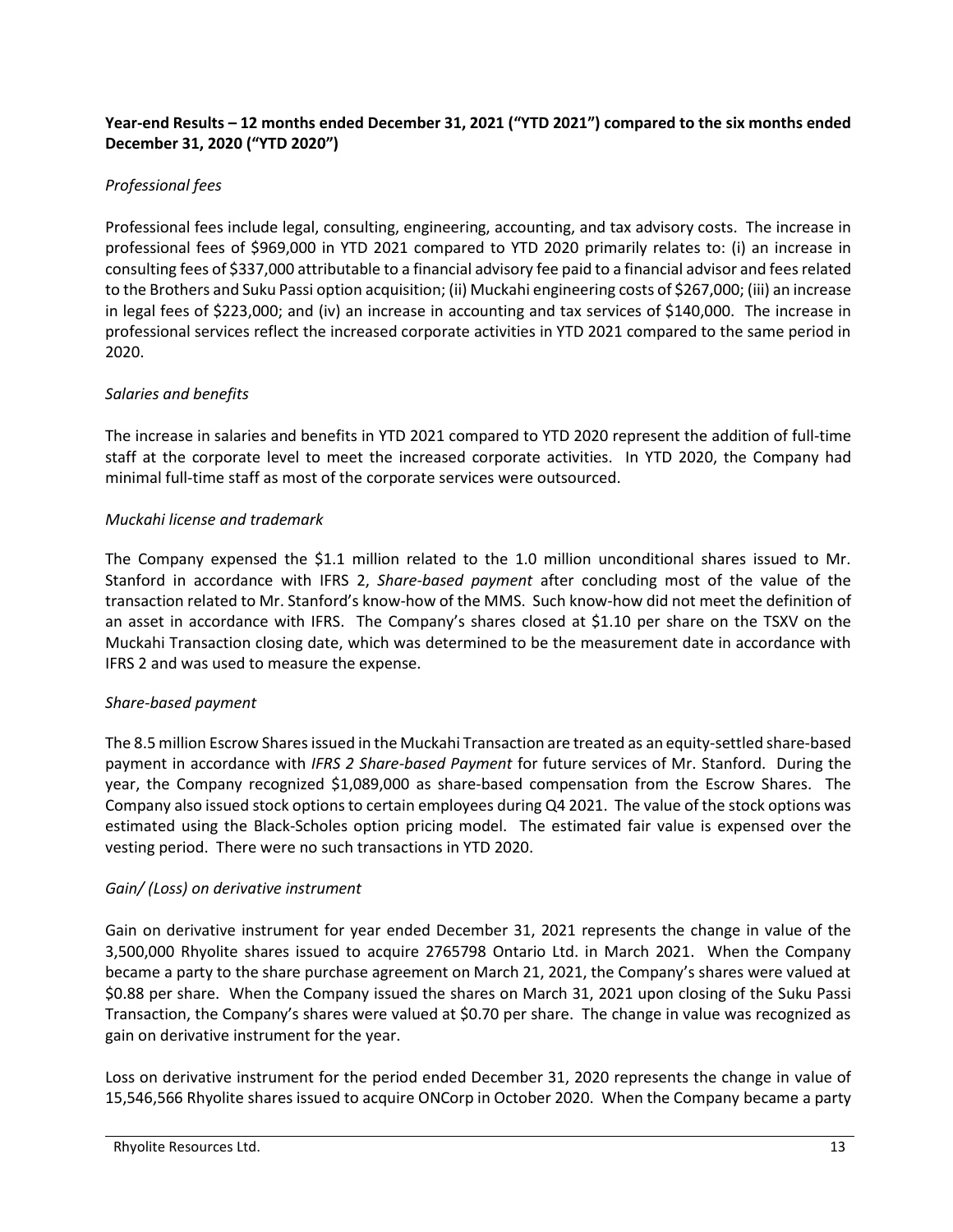**Year-end Results – 12 months ended December 31, 2021 ("YTD 2021") compared to the six months ended December 31, 2020 ("YTD 2020")**

*Professional fees*

Professional fees include legal, consulting, engineering, accounting, and tax advisory costs. The increase in professional fees of $969,000 in YTD 2021 compared to YTD 2020 primarily relates to: (i) an increase in consulting fees of $337,000 attributable to a financial advisory fee paid to a financial advisor and fees related to the Brothers and Suku Passi option acquisition; (ii) Muckahi engineering costs of $267,000; (iii) an increase in legal fees of $223,000; and (iv) an increase in accounting and tax services of $140,000. The increase in professional services reflect the increased corporate activities in YTD 2021 compared to the same period in 2020.

*Salaries and benefits*

The increase in salaries and benefits in YTD 2021 compared to YTD 2020 represent the addition of full-time staff at the corporate level to meet the increased corporate activities. In YTD 2020, the Company had minimal full-time staff as most of the corporate services were outsourced.

*Muckahi license and trademark*

The Company expensed the $1.1 million related to the 1.0 million unconditional shares issued to Mr. Stanford in accordance with IFRS 2, *Share-based payment* after concluding most of the value of the transaction related to Mr. Stanford's know-how of the MMS. Such know-how did not meet the definition of an asset in accordance with IFRS. The Company's shares closed at $1.10 per share on the TSXV on the Muckahi Transaction closing date, which was determined to be the measurement date in accordance with IFRS 2 and was used to measure the expense.

*Share-based payment*

The 8.5 million Escrow Shares issued in the Muckahi Transaction are treated as an equity-settled share-based payment in accordance with *IFRS 2 Share-based Payment* for future services of Mr. Stanford. During the year, the Company recognized $1,089,000 as share-based compensation from the Escrow Shares. The Company also issued stock options to certain employees during Q4 2021. The value of the stock options was estimated using the Black-Scholes option pricing model. The estimated fair value is expensed over the vesting period. There were no such transactions in YTD 2020.

*Gain/ (Loss) on derivative instrument*

Gain on derivative instrument for year ended December 31, 2021 represents the change in value of the 3,500,000 Rhyolite shares issued to acquire 2765798 Ontario Ltd. in March 2021. When the Company became a party to the share purchase agreement on March 21, 2021, the Company's shares were valued at $0.88 per share. When the Company issued the shares on March 31, 2021 upon closing of the Suku Passi Transaction, the Company's shares were valued at $0.70 per share. The change in value was recognized as gain on derivative instrument for the year.

Loss on derivative instrument for the period ended December 31, 2020 represents the change in value of 15,546,566 Rhyolite shares issued to acquire ONCorp in October 2020. When the Company became a party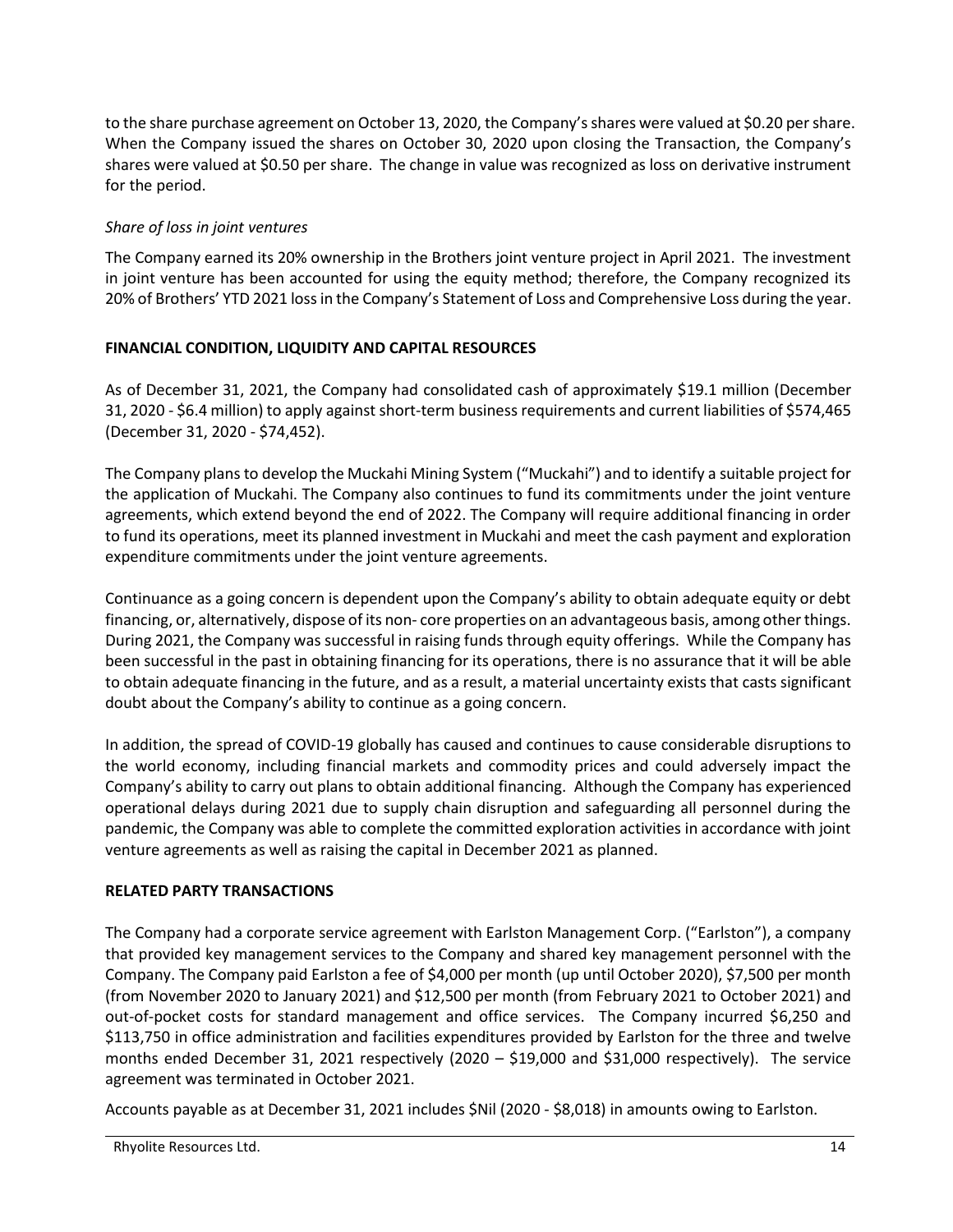to the share purchase agreement on October 13, 2020, the Company's shares were valued at $0.20 per share. When the Company issued the shares on October 30, 2020 upon closing the Transaction, the Company's shares were valued at $0.50 per share. The change in value was recognized as loss on derivative instrument for the period.

*Share of loss in joint ventures*

The Company earned its 20% ownership in the Brothers joint venture project in April 2021. The investment in joint venture has been accounted for using the equity method; therefore, the Company recognized its 20% of Brothers' YTD 2021 loss in the Company's Statement of Loss and Comprehensive Loss during the year.

## FINANCIAL CONDITION, LIQUIDITY AND CAPITAL RESOURCES

As of December 31, 2021, the Company had consolidated cash of approximately $19.1 million (December 31, 2020 - $6.4 million) to apply against short-term business requirements and current liabilities of $574,465 (December 31, 2020 - $74,452).

The Company plans to develop the Muckahi Mining System ("Muckahi") and to identify a suitable project for the application of Muckahi. The Company also continues to fund its commitments under the joint venture agreements, which extend beyond the end of 2022. The Company will require additional financing in order to fund its operations, meet its planned investment in Muckahi and meet the cash payment and exploration expenditure commitments under the joint venture agreements.

Continuance as a going concern is dependent upon the Company's ability to obtain adequate equity or debt financing, or, alternatively, dispose of its non- core properties on an advantageous basis, among other things. During 2021, the Company was successful in raising funds through equity offerings. While the Company has been successful in the past in obtaining financing for its operations, there is no assurance that it will be able to obtain adequate financing in the future, and as a result, a material uncertainty exists that casts significant doubt about the Company's ability to continue as a going concern.

In addition, the spread of COVID-19 globally has caused and continues to cause considerable disruptions to the world economy, including financial markets and commodity prices and could adversely impact the Company's ability to carry out plans to obtain additional financing. Although the Company has experienced operational delays during 2021 due to supply chain disruption and safeguarding all personnel during the pandemic, the Company was able to complete the committed exploration activities in accordance with joint venture agreements as well as raising the capital in December 2021 as planned.

## RELATED PARTY TRANSACTIONS

The Company had a corporate service agreement with Earlston Management Corp. ("Earlston"), a company that provided key management services to the Company and shared key management personnel with the Company. The Company paid Earlston a fee of $4,000 per month (up until October 2020), $7,500 per month (from November 2020 to January 2021) and $12,500 per month (from February 2021 to October 2021) and out-of-pocket costs for standard management and office services. The Company incurred $6,250 and $113,750 in office administration and facilities expenditures provided by Earlston for the three and twelve months ended December 31, 2021 respectively (2020 – $19,000 and $31,000 respectively). The service agreement was terminated in October 2021.

Accounts payable as at December 31, 2021 includes $Nil (2020 - $8,018) in amounts owing to Earlston.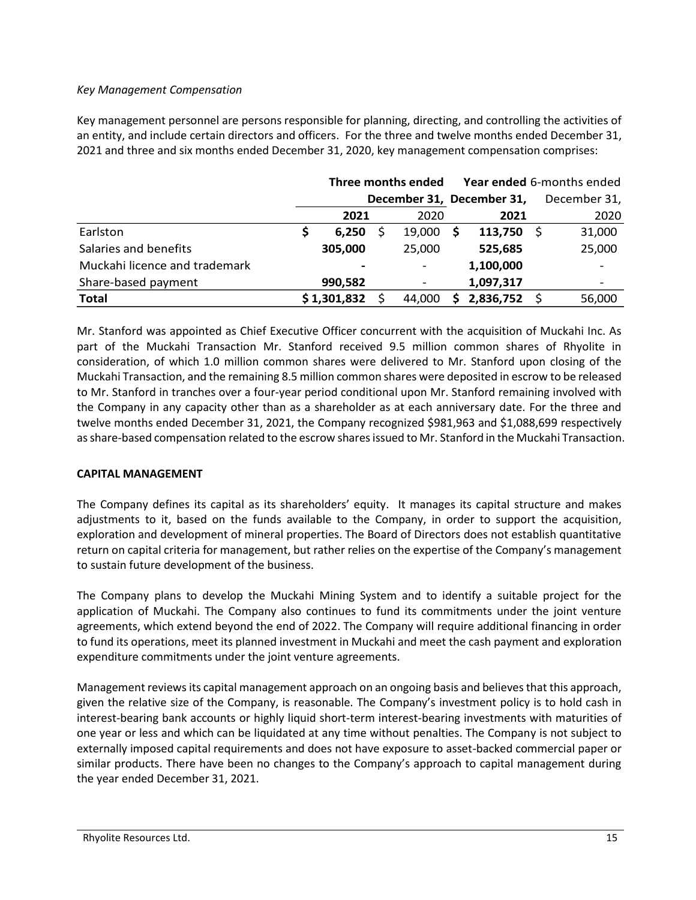*Key Management Compensation*

Key management personnel are persons responsible for planning, directing, and controlling the activities of an entity, and include certain directors and officers. For the three and twelve months ended December 31, 2021 and three and six months ended December 31, 2020, key management compensation comprises:

| | Three months ended December 31, | | Year ended December 31, | 6-months ended December 31, |
|---|---|---|---|---|
| | **2021** | 2020 | **2021** | 2020 |
| Earlston | **$ 6,250** | $ 19,000 | **$ 113,750** | $ 31,000 |
| Salaries and benefits | **305,000** | 25,000 | **525,685** | 25,000 |
| Muckahi licence and trademark | **-** | - | **1,100,000** | - |
| Share-based payment | **990,582** | - | **1,097,317** | - |
| **Total** | **$ 1,301,832** | $ 44,000 | **$ 2,836,752** | $ 56,000 |

Mr. Stanford was appointed as Chief Executive Officer concurrent with the acquisition of Muckahi Inc. As part of the Muckahi Transaction Mr. Stanford received 9.5 million common shares of Rhyolite in consideration, of which 1.0 million common shares were delivered to Mr. Stanford upon closing of the Muckahi Transaction, and the remaining 8.5 million common shares were deposited in escrow to be released to Mr. Stanford in tranches over a four-year period conditional upon Mr. Stanford remaining involved with the Company in any capacity other than as a shareholder as at each anniversary date. For the three and twelve months ended December 31, 2021, the Company recognized $981,963 and $1,088,699 respectively as share-based compensation related to the escrow shares issued to Mr. Stanford in the Muckahi Transaction.

**CAPITAL MANAGEMENT**

The Company defines its capital as its shareholders' equity. It manages its capital structure and makes adjustments to it, based on the funds available to the Company, in order to support the acquisition, exploration and development of mineral properties. The Board of Directors does not establish quantitative return on capital criteria for management, but rather relies on the expertise of the Company's management to sustain future development of the business.

The Company plans to develop the Muckahi Mining System and to identify a suitable project for the application of Muckahi. The Company also continues to fund its commitments under the joint venture agreements, which extend beyond the end of 2022. The Company will require additional financing in order to fund its operations, meet its planned investment in Muckahi and meet the cash payment and exploration expenditure commitments under the joint venture agreements.

Management reviews its capital management approach on an ongoing basis and believes that this approach, given the relative size of the Company, is reasonable. The Company's investment policy is to hold cash in interest-bearing bank accounts or highly liquid short-term interest-bearing investments with maturities of one year or less and which can be liquidated at any time without penalties. The Company is not subject to externally imposed capital requirements and does not have exposure to asset-backed commercial paper or similar products. There have been no changes to the Company's approach to capital management during the year ended December 31, 2021.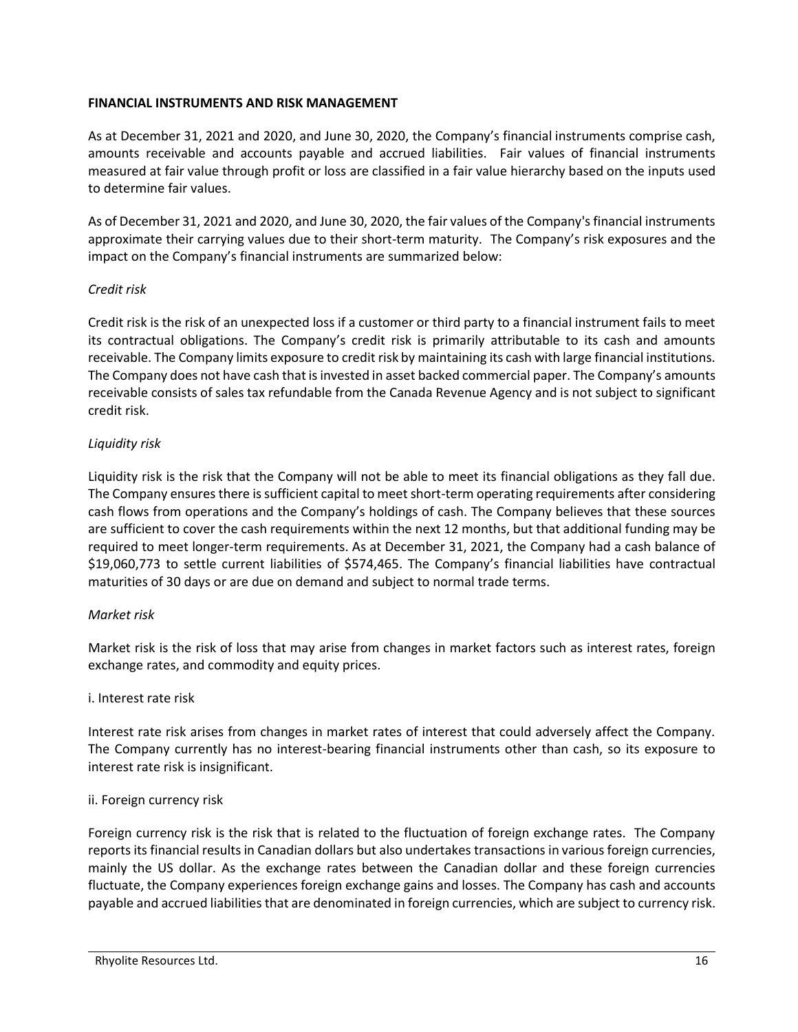## FINANCIAL INSTRUMENTS AND RISK MANAGEMENT

As at December 31, 2021 and 2020, and June 30, 2020, the Company's financial instruments comprise cash, amounts receivable and accounts payable and accrued liabilities. Fair values of financial instruments measured at fair value through profit or loss are classified in a fair value hierarchy based on the inputs used to determine fair values.

As of December 31, 2021 and 2020, and June 30, 2020, the fair values of the Company's financial instruments approximate their carrying values due to their short-term maturity. The Company's risk exposures and the impact on the Company's financial instruments are summarized below:

*Credit risk*

Credit risk is the risk of an unexpected loss if a customer or third party to a financial instrument fails to meet its contractual obligations. The Company's credit risk is primarily attributable to its cash and amounts receivable. The Company limits exposure to credit risk by maintaining its cash with large financial institutions. The Company does not have cash that is invested in asset backed commercial paper. The Company's amounts receivable consists of sales tax refundable from the Canada Revenue Agency and is not subject to significant credit risk.

*Liquidity risk*

Liquidity risk is the risk that the Company will not be able to meet its financial obligations as they fall due. The Company ensures there is sufficient capital to meet short-term operating requirements after considering cash flows from operations and the Company's holdings of cash. The Company believes that these sources are sufficient to cover the cash requirements within the next 12 months, but that additional funding may be required to meet longer-term requirements. As at December 31, 2021, the Company had a cash balance of $19,060,773 to settle current liabilities of $574,465. The Company's financial liabilities have contractual maturities of 30 days or are due on demand and subject to normal trade terms.

*Market risk*

Market risk is the risk of loss that may arise from changes in market factors such as interest rates, foreign exchange rates, and commodity and equity prices.

i. Interest rate risk

Interest rate risk arises from changes in market rates of interest that could adversely affect the Company. The Company currently has no interest-bearing financial instruments other than cash, so its exposure to interest rate risk is insignificant.

ii. Foreign currency risk

Foreign currency risk is the risk that is related to the fluctuation of foreign exchange rates. The Company reports its financial results in Canadian dollars but also undertakes transactions in various foreign currencies, mainly the US dollar. As the exchange rates between the Canadian dollar and these foreign currencies fluctuate, the Company experiences foreign exchange gains and losses. The Company has cash and accounts payable and accrued liabilities that are denominated in foreign currencies, which are subject to currency risk.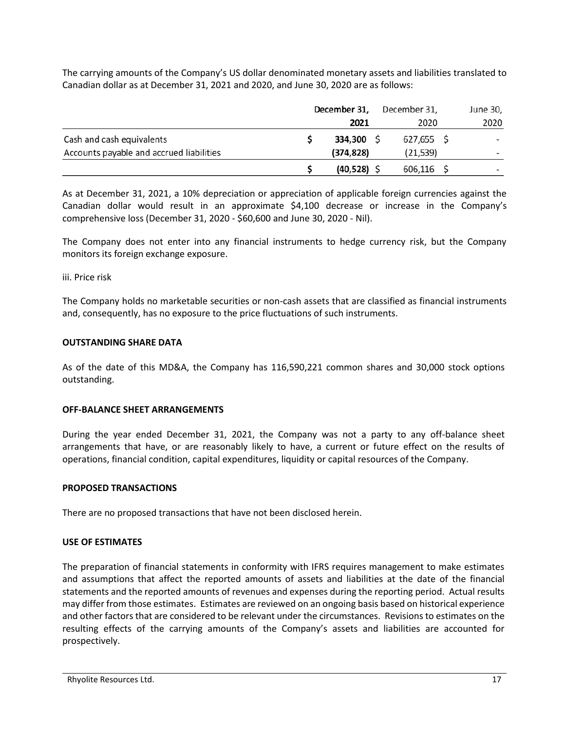The carrying amounts of the Company's US dollar denominated monetary assets and liabilities translated to Canadian dollar as at December 31, 2021 and 2020, and June 30, 2020 are as follows:

| | **December 31, 2021** | December 31, 2020 | June 30, 2020 |
|---|---|---|---|
| Cash and cash equivalents | $ **334,300** | $ 627,655 | $ - |
| Accounts payable and accrued liabilities | **(374,828)** | (21,539) | - |
| | $ **(40,528)** | $ 606,116 | $ - |

As at December 31, 2021, a 10% depreciation or appreciation of applicable foreign currencies against the Canadian dollar would result in an approximate $4,100 decrease or increase in the Company's comprehensive loss (December 31, 2020 - $60,600 and June 30, 2020 - Nil).

The Company does not enter into any financial instruments to hedge currency risk, but the Company monitors its foreign exchange exposure.

iii. Price risk

The Company holds no marketable securities or non-cash assets that are classified as financial instruments and, consequently, has no exposure to the price fluctuations of such instruments.

**OUTSTANDING SHARE DATA**

As of the date of this MD&A, the Company has 116,590,221 common shares and 30,000 stock options outstanding.

**OFF-BALANCE SHEET ARRANGEMENTS**

During the year ended December 31, 2021, the Company was not a party to any off-balance sheet arrangements that have, or are reasonably likely to have, a current or future effect on the results of operations, financial condition, capital expenditures, liquidity or capital resources of the Company.

**PROPOSED TRANSACTIONS**

There are no proposed transactions that have not been disclosed herein.

**USE OF ESTIMATES**

The preparation of financial statements in conformity with IFRS requires management to make estimates and assumptions that affect the reported amounts of assets and liabilities at the date of the financial statements and the reported amounts of revenues and expenses during the reporting period. Actual results may differ from those estimates. Estimates are reviewed on an ongoing basis based on historical experience and other factors that are considered to be relevant under the circumstances. Revisions to estimates on the resulting effects of the carrying amounts of the Company's assets and liabilities are accounted for prospectively.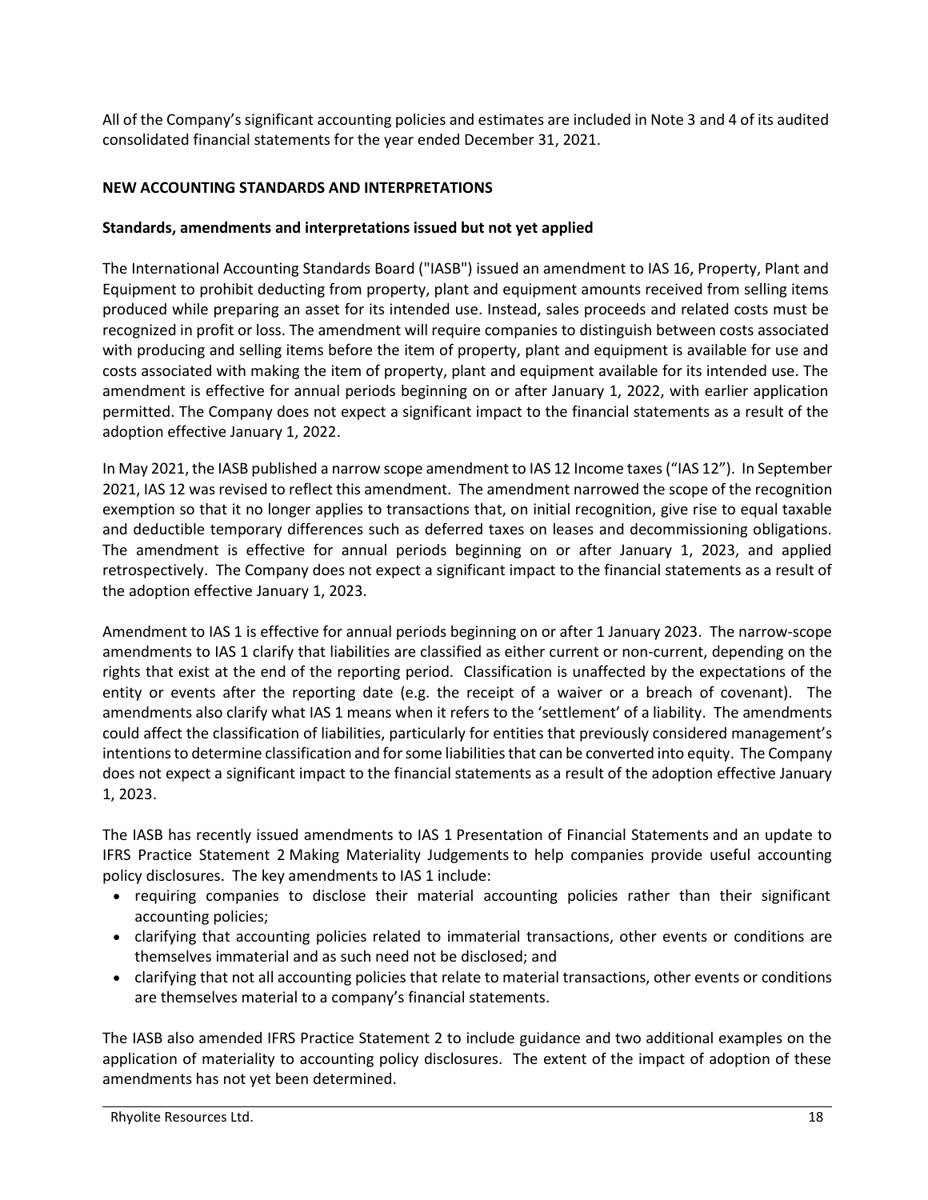All of the Company's significant accounting policies and estimates are included in Note 3 and 4 of its audited consolidated financial statements for the year ended December 31, 2021.

## NEW ACCOUNTING STANDARDS AND INTERPRETATIONS

### Standards, amendments and interpretations issued but not yet applied

The International Accounting Standards Board ("IASB") issued an amendment to IAS 16, Property, Plant and Equipment to prohibit deducting from property, plant and equipment amounts received from selling items produced while preparing an asset for its intended use. Instead, sales proceeds and related costs must be recognized in profit or loss. The amendment will require companies to distinguish between costs associated with producing and selling items before the item of property, plant and equipment is available for use and costs associated with making the item of property, plant and equipment available for its intended use. The amendment is effective for annual periods beginning on or after January 1, 2022, with earlier application permitted. The Company does not expect a significant impact to the financial statements as a result of the adoption effective January 1, 2022.

In May 2021, the IASB published a narrow scope amendment to IAS 12 Income taxes ("IAS 12"). In September 2021, IAS 12 was revised to reflect this amendment. The amendment narrowed the scope of the recognition exemption so that it no longer applies to transactions that, on initial recognition, give rise to equal taxable and deductible temporary differences such as deferred taxes on leases and decommissioning obligations. The amendment is effective for annual periods beginning on or after January 1, 2023, and applied retrospectively. The Company does not expect a significant impact to the financial statements as a result of the adoption effective January 1, 2023.

Amendment to IAS 1 is effective for annual periods beginning on or after 1 January 2023. The narrow-scope amendments to IAS 1 clarify that liabilities are classified as either current or non-current, depending on the rights that exist at the end of the reporting period. Classification is unaffected by the expectations of the entity or events after the reporting date (e.g. the receipt of a waiver or a breach of covenant). The amendments also clarify what IAS 1 means when it refers to the 'settlement' of a liability. The amendments could affect the classification of liabilities, particularly for entities that previously considered management's intentions to determine classification and for some liabilities that can be converted into equity. The Company does not expect a significant impact to the financial statements as a result of the adoption effective January 1, 2023.

The IASB has recently issued amendments to IAS 1 Presentation of Financial Statements and an update to IFRS Practice Statement 2 Making Materiality Judgements to help companies provide useful accounting policy disclosures. The key amendments to IAS 1 include:

- requiring companies to disclose their material accounting policies rather than their significant accounting policies;
- clarifying that accounting policies related to immaterial transactions, other events or conditions are themselves immaterial and as such need not be disclosed; and
- clarifying that not all accounting policies that relate to material transactions, other events or conditions are themselves material to a company's financial statements.

The IASB also amended IFRS Practice Statement 2 to include guidance and two additional examples on the application of materiality to accounting policy disclosures. The extent of the impact of adoption of these amendments has not yet been determined.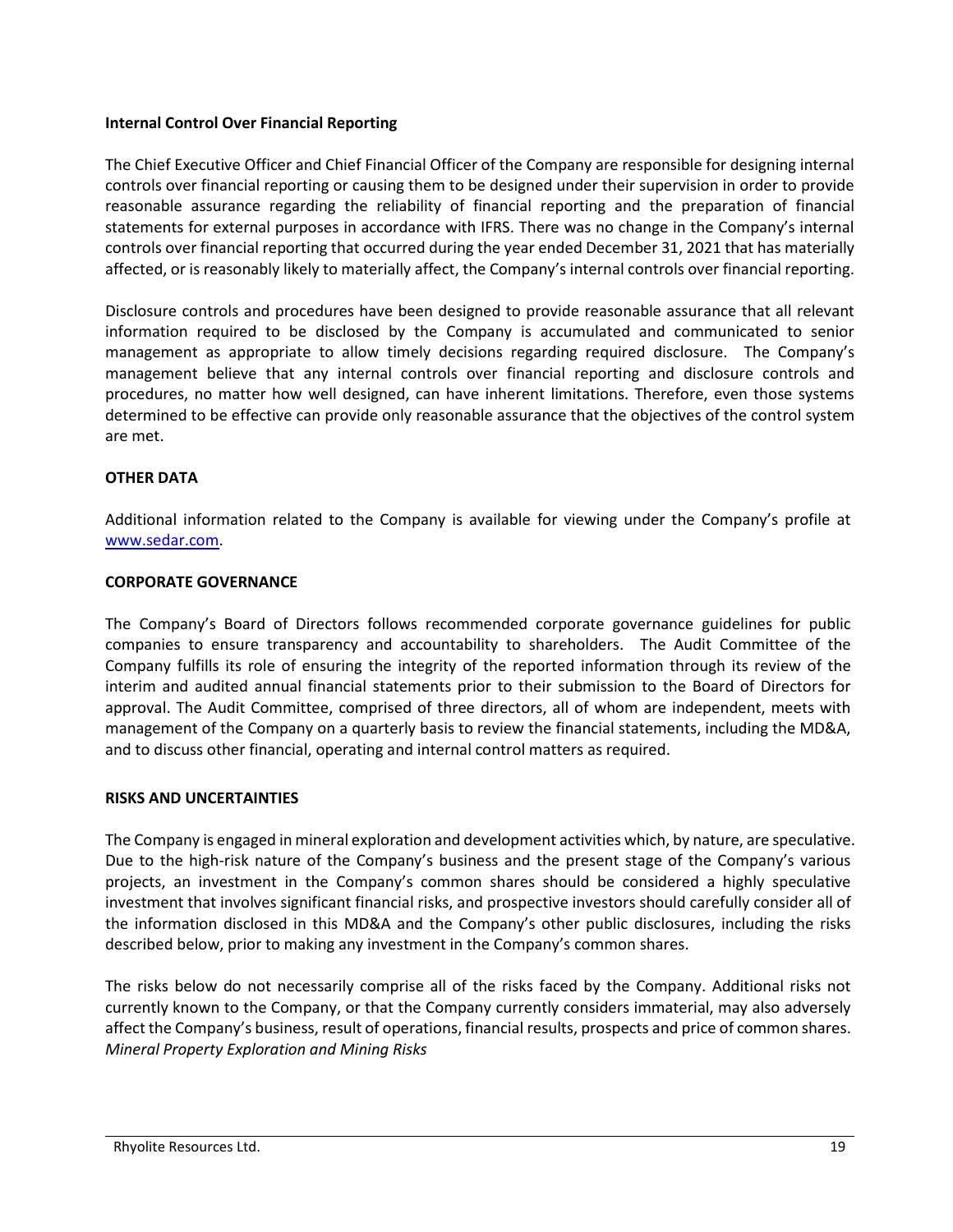**Internal Control Over Financial Reporting**

The Chief Executive Officer and Chief Financial Officer of the Company are responsible for designing internal controls over financial reporting or causing them to be designed under their supervision in order to provide reasonable assurance regarding the reliability of financial reporting and the preparation of financial statements for external purposes in accordance with IFRS. There was no change in the Company's internal controls over financial reporting that occurred during the year ended December 31, 2021 that has materially affected, or is reasonably likely to materially affect, the Company's internal controls over financial reporting.

Disclosure controls and procedures have been designed to provide reasonable assurance that all relevant information required to be disclosed by the Company is accumulated and communicated to senior management as appropriate to allow timely decisions regarding required disclosure. The Company's management believe that any internal controls over financial reporting and disclosure controls and procedures, no matter how well designed, can have inherent limitations. Therefore, even those systems determined to be effective can provide only reasonable assurance that the objectives of the control system are met.

## OTHER DATA

Additional information related to the Company is available for viewing under the Company's profile at www.sedar.com.

## CORPORATE GOVERNANCE

The Company's Board of Directors follows recommended corporate governance guidelines for public companies to ensure transparency and accountability to shareholders. The Audit Committee of the Company fulfills its role of ensuring the integrity of the reported information through its review of the interim and audited annual financial statements prior to their submission to the Board of Directors for approval. The Audit Committee, comprised of three directors, all of whom are independent, meets with management of the Company on a quarterly basis to review the financial statements, including the MD&A, and to discuss other financial, operating and internal control matters as required.

## RISKS AND UNCERTAINTIES

The Company is engaged in mineral exploration and development activities which, by nature, are speculative. Due to the high-risk nature of the Company's business and the present stage of the Company's various projects, an investment in the Company's common shares should be considered a highly speculative investment that involves significant financial risks, and prospective investors should carefully consider all of the information disclosed in this MD&A and the Company's other public disclosures, including the risks described below, prior to making any investment in the Company's common shares.

The risks below do not necessarily comprise all of the risks faced by the Company. Additional risks not currently known to the Company, or that the Company currently considers immaterial, may also adversely affect the Company's business, result of operations, financial results, prospects and price of common shares.

*Mineral Property Exploration and Mining Risks*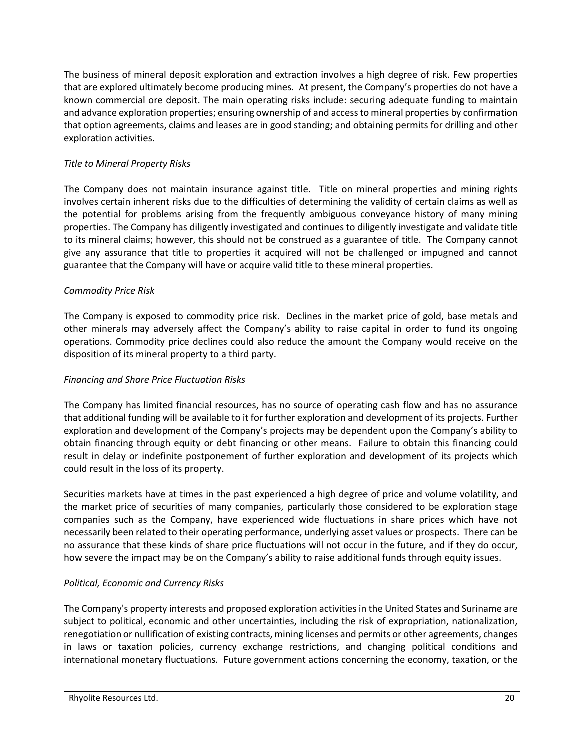The business of mineral deposit exploration and extraction involves a high degree of risk. Few properties that are explored ultimately become producing mines. At present, the Company's properties do not have a known commercial ore deposit. The main operating risks include: securing adequate funding to maintain and advance exploration properties; ensuring ownership of and access to mineral properties by confirmation that option agreements, claims and leases are in good standing; and obtaining permits for drilling and other exploration activities.

*Title to Mineral Property Risks*

The Company does not maintain insurance against title. Title on mineral properties and mining rights involves certain inherent risks due to the difficulties of determining the validity of certain claims as well as the potential for problems arising from the frequently ambiguous conveyance history of many mining properties. The Company has diligently investigated and continues to diligently investigate and validate title to its mineral claims; however, this should not be construed as a guarantee of title. The Company cannot give any assurance that title to properties it acquired will not be challenged or impugned and cannot guarantee that the Company will have or acquire valid title to these mineral properties.

*Commodity Price Risk*

The Company is exposed to commodity price risk. Declines in the market price of gold, base metals and other minerals may adversely affect the Company's ability to raise capital in order to fund its ongoing operations. Commodity price declines could also reduce the amount the Company would receive on the disposition of its mineral property to a third party.

*Financing and Share Price Fluctuation Risks*

The Company has limited financial resources, has no source of operating cash flow and has no assurance that additional funding will be available to it for further exploration and development of its projects. Further exploration and development of the Company's projects may be dependent upon the Company's ability to obtain financing through equity or debt financing or other means. Failure to obtain this financing could result in delay or indefinite postponement of further exploration and development of its projects which could result in the loss of its property.

Securities markets have at times in the past experienced a high degree of price and volume volatility, and the market price of securities of many companies, particularly those considered to be exploration stage companies such as the Company, have experienced wide fluctuations in share prices which have not necessarily been related to their operating performance, underlying asset values or prospects. There can be no assurance that these kinds of share price fluctuations will not occur in the future, and if they do occur, how severe the impact may be on the Company's ability to raise additional funds through equity issues.

*Political, Economic and Currency Risks*

The Company's property interests and proposed exploration activities in the United States and Suriname are subject to political, economic and other uncertainties, including the risk of expropriation, nationalization, renegotiation or nullification of existing contracts, mining licenses and permits or other agreements, changes in laws or taxation policies, currency exchange restrictions, and changing political conditions and international monetary fluctuations. Future government actions concerning the economy, taxation, or the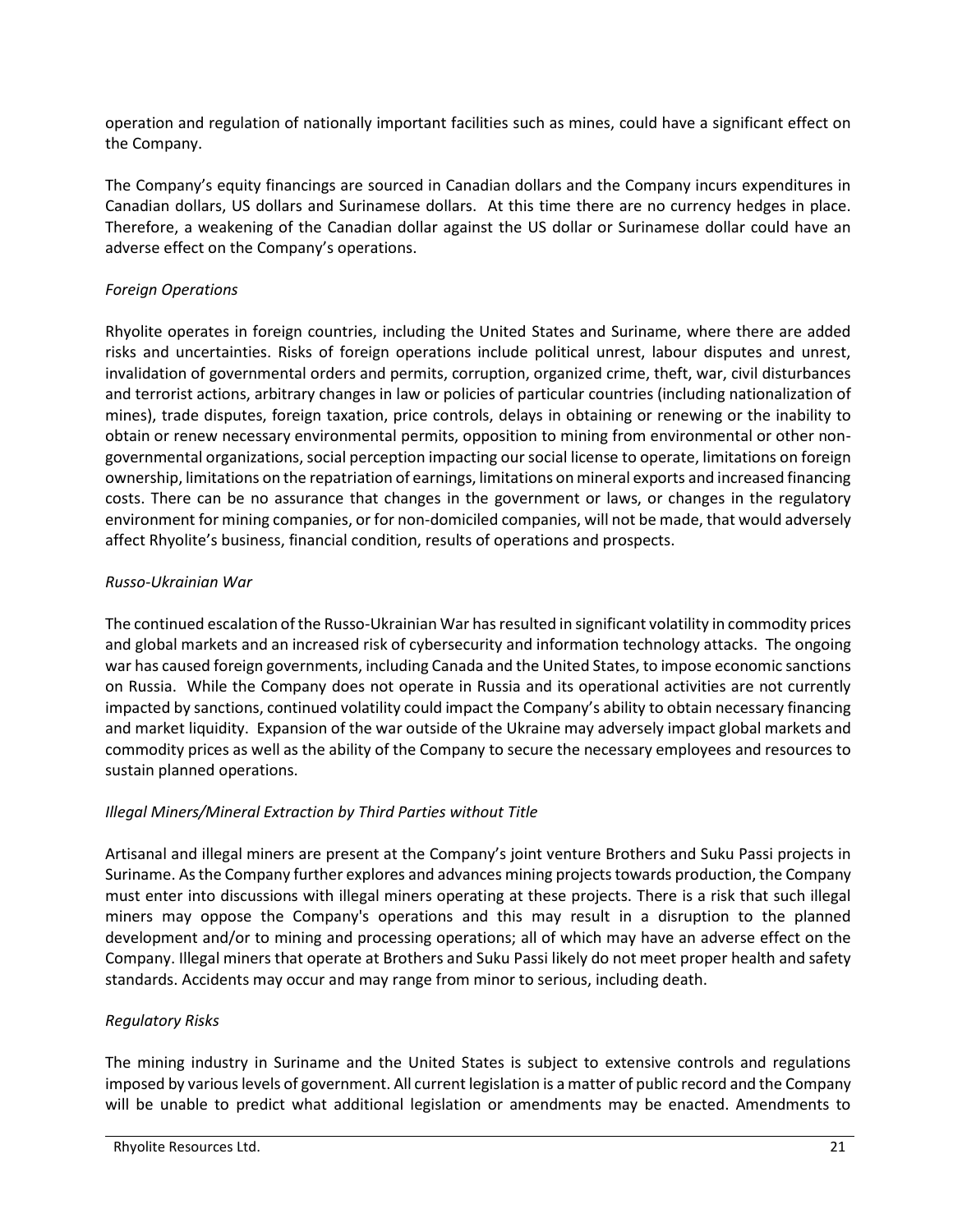operation and regulation of nationally important facilities such as mines, could have a significant effect on the Company.

The Company's equity financings are sourced in Canadian dollars and the Company incurs expenditures in Canadian dollars, US dollars and Surinamese dollars. At this time there are no currency hedges in place. Therefore, a weakening of the Canadian dollar against the US dollar or Surinamese dollar could have an adverse effect on the Company's operations.

*Foreign Operations*

Rhyolite operates in foreign countries, including the United States and Suriname, where there are added risks and uncertainties. Risks of foreign operations include political unrest, labour disputes and unrest, invalidation of governmental orders and permits, corruption, organized crime, theft, war, civil disturbances and terrorist actions, arbitrary changes in law or policies of particular countries (including nationalization of mines), trade disputes, foreign taxation, price controls, delays in obtaining or renewing or the inability to obtain or renew necessary environmental permits, opposition to mining from environmental or other non-governmental organizations, social perception impacting our social license to operate, limitations on foreign ownership, limitations on the repatriation of earnings, limitations on mineral exports and increased financing costs. There can be no assurance that changes in the government or laws, or changes in the regulatory environment for mining companies, or for non-domiciled companies, will not be made, that would adversely affect Rhyolite's business, financial condition, results of operations and prospects.

*Russo-Ukrainian War*

The continued escalation of the Russo-Ukrainian War has resulted in significant volatility in commodity prices and global markets and an increased risk of cybersecurity and information technology attacks. The ongoing war has caused foreign governments, including Canada and the United States, to impose economic sanctions on Russia. While the Company does not operate in Russia and its operational activities are not currently impacted by sanctions, continued volatility could impact the Company's ability to obtain necessary financing and market liquidity. Expansion of the war outside of the Ukraine may adversely impact global markets and commodity prices as well as the ability of the Company to secure the necessary employees and resources to sustain planned operations.

*Illegal Miners/Mineral Extraction by Third Parties without Title*

Artisanal and illegal miners are present at the Company's joint venture Brothers and Suku Passi projects in Suriname. As the Company further explores and advances mining projects towards production, the Company must enter into discussions with illegal miners operating at these projects. There is a risk that such illegal miners may oppose the Company's operations and this may result in a disruption to the planned development and/or to mining and processing operations; all of which may have an adverse effect on the Company. Illegal miners that operate at Brothers and Suku Passi likely do not meet proper health and safety standards. Accidents may occur and may range from minor to serious, including death.

*Regulatory Risks*

The mining industry in Suriname and the United States is subject to extensive controls and regulations imposed by various levels of government. All current legislation is a matter of public record and the Company will be unable to predict what additional legislation or amendments may be enacted. Amendments to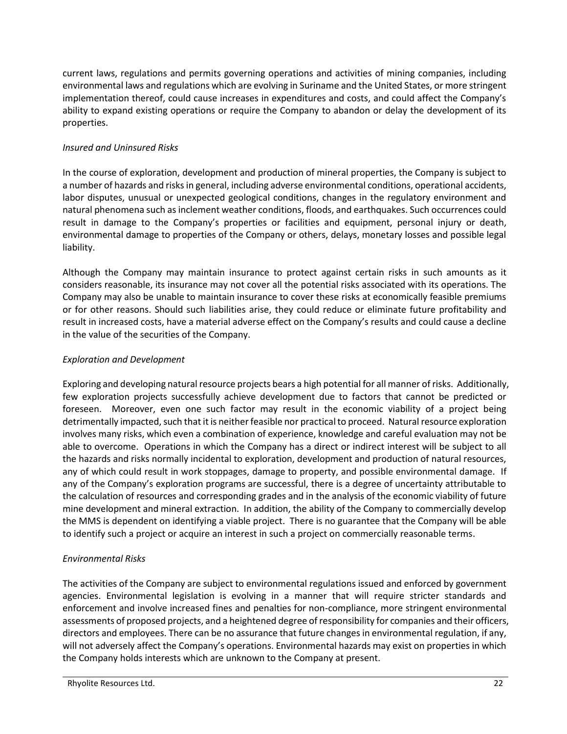current laws, regulations and permits governing operations and activities of mining companies, including environmental laws and regulations which are evolving in Suriname and the United States, or more stringent implementation thereof, could cause increases in expenditures and costs, and could affect the Company's ability to expand existing operations or require the Company to abandon or delay the development of its properties.

*Insured and Uninsured Risks*

In the course of exploration, development and production of mineral properties, the Company is subject to a number of hazards and risks in general, including adverse environmental conditions, operational accidents, labor disputes, unusual or unexpected geological conditions, changes in the regulatory environment and natural phenomena such as inclement weather conditions, floods, and earthquakes. Such occurrences could result in damage to the Company's properties or facilities and equipment, personal injury or death, environmental damage to properties of the Company or others, delays, monetary losses and possible legal liability.

Although the Company may maintain insurance to protect against certain risks in such amounts as it considers reasonable, its insurance may not cover all the potential risks associated with its operations. The Company may also be unable to maintain insurance to cover these risks at economically feasible premiums or for other reasons. Should such liabilities arise, they could reduce or eliminate future profitability and result in increased costs, have a material adverse effect on the Company's results and could cause a decline in the value of the securities of the Company.

*Exploration and Development*

Exploring and developing natural resource projects bears a high potential for all manner of risks. Additionally, few exploration projects successfully achieve development due to factors that cannot be predicted or foreseen. Moreover, even one such factor may result in the economic viability of a project being detrimentally impacted, such that it is neither feasible nor practical to proceed. Natural resource exploration involves many risks, which even a combination of experience, knowledge and careful evaluation may not be able to overcome. Operations in which the Company has a direct or indirect interest will be subject to all the hazards and risks normally incidental to exploration, development and production of natural resources, any of which could result in work stoppages, damage to property, and possible environmental damage. If any of the Company's exploration programs are successful, there is a degree of uncertainty attributable to the calculation of resources and corresponding grades and in the analysis of the economic viability of future mine development and mineral extraction. In addition, the ability of the Company to commercially develop the MMS is dependent on identifying a viable project. There is no guarantee that the Company will be able to identify such a project or acquire an interest in such a project on commercially reasonable terms.

*Environmental Risks*

The activities of the Company are subject to environmental regulations issued and enforced by government agencies. Environmental legislation is evolving in a manner that will require stricter standards and enforcement and involve increased fines and penalties for non-compliance, more stringent environmental assessments of proposed projects, and a heightened degree of responsibility for companies and their officers, directors and employees. There can be no assurance that future changes in environmental regulation, if any, will not adversely affect the Company's operations. Environmental hazards may exist on properties in which the Company holds interests which are unknown to the Company at present.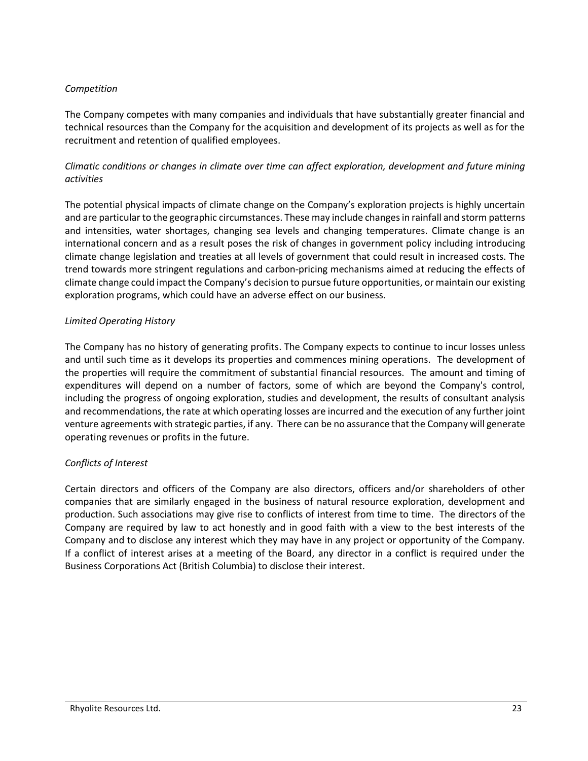*Competition*

The Company competes with many companies and individuals that have substantially greater financial and technical resources than the Company for the acquisition and development of its projects as well as for the recruitment and retention of qualified employees.

*Climatic conditions or changes in climate over time can affect exploration, development and future mining activities*

The potential physical impacts of climate change on the Company's exploration projects is highly uncertain and are particular to the geographic circumstances. These may include changes in rainfall and storm patterns and intensities, water shortages, changing sea levels and changing temperatures. Climate change is an international concern and as a result poses the risk of changes in government policy including introducing climate change legislation and treaties at all levels of government that could result in increased costs. The trend towards more stringent regulations and carbon-pricing mechanisms aimed at reducing the effects of climate change could impact the Company's decision to pursue future opportunities, or maintain our existing exploration programs, which could have an adverse effect on our business.

*Limited Operating History*

The Company has no history of generating profits. The Company expects to continue to incur losses unless and until such time as it develops its properties and commences mining operations. The development of the properties will require the commitment of substantial financial resources. The amount and timing of expenditures will depend on a number of factors, some of which are beyond the Company's control, including the progress of ongoing exploration, studies and development, the results of consultant analysis and recommendations, the rate at which operating losses are incurred and the execution of any further joint venture agreements with strategic parties, if any. There can be no assurance that the Company will generate operating revenues or profits in the future.

*Conflicts of Interest*

Certain directors and officers of the Company are also directors, officers and/or shareholders of other companies that are similarly engaged in the business of natural resource exploration, development and production. Such associations may give rise to conflicts of interest from time to time. The directors of the Company are required by law to act honestly and in good faith with a view to the best interests of the Company and to disclose any interest which they may have in any project or opportunity of the Company. If a conflict of interest arises at a meeting of the Board, any director in a conflict is required under the Business Corporations Act (British Columbia) to disclose their interest.